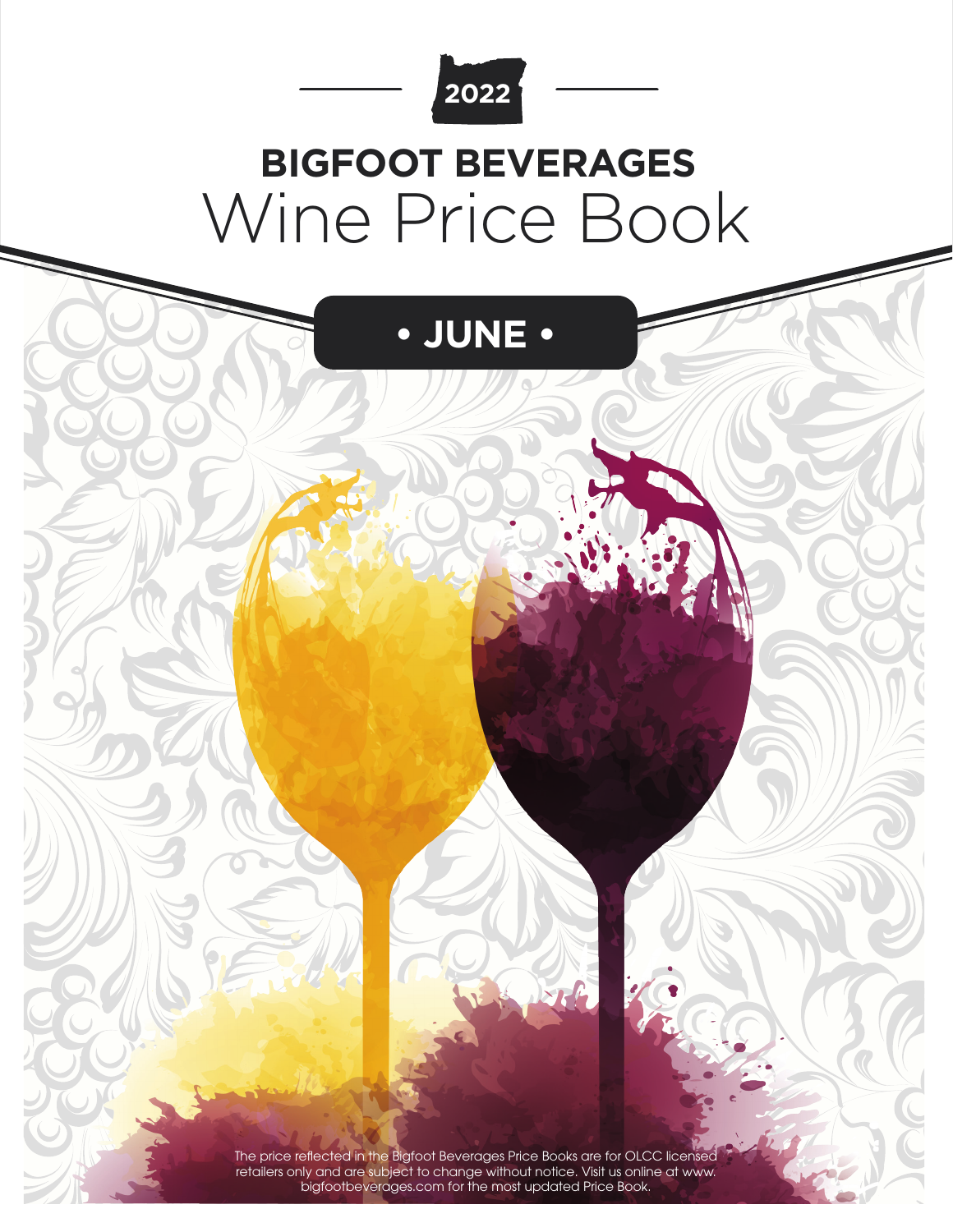2022

# BIGFOOT BEVERAGES

# Wine Price Book

## • JUNE •

The price reflected in the Bigfoot Beverages Price Books are for OLCC licensed retailers only and are subject to change without notice. Visit us online at www.bigfootbeverages.com for the most updated Price Book.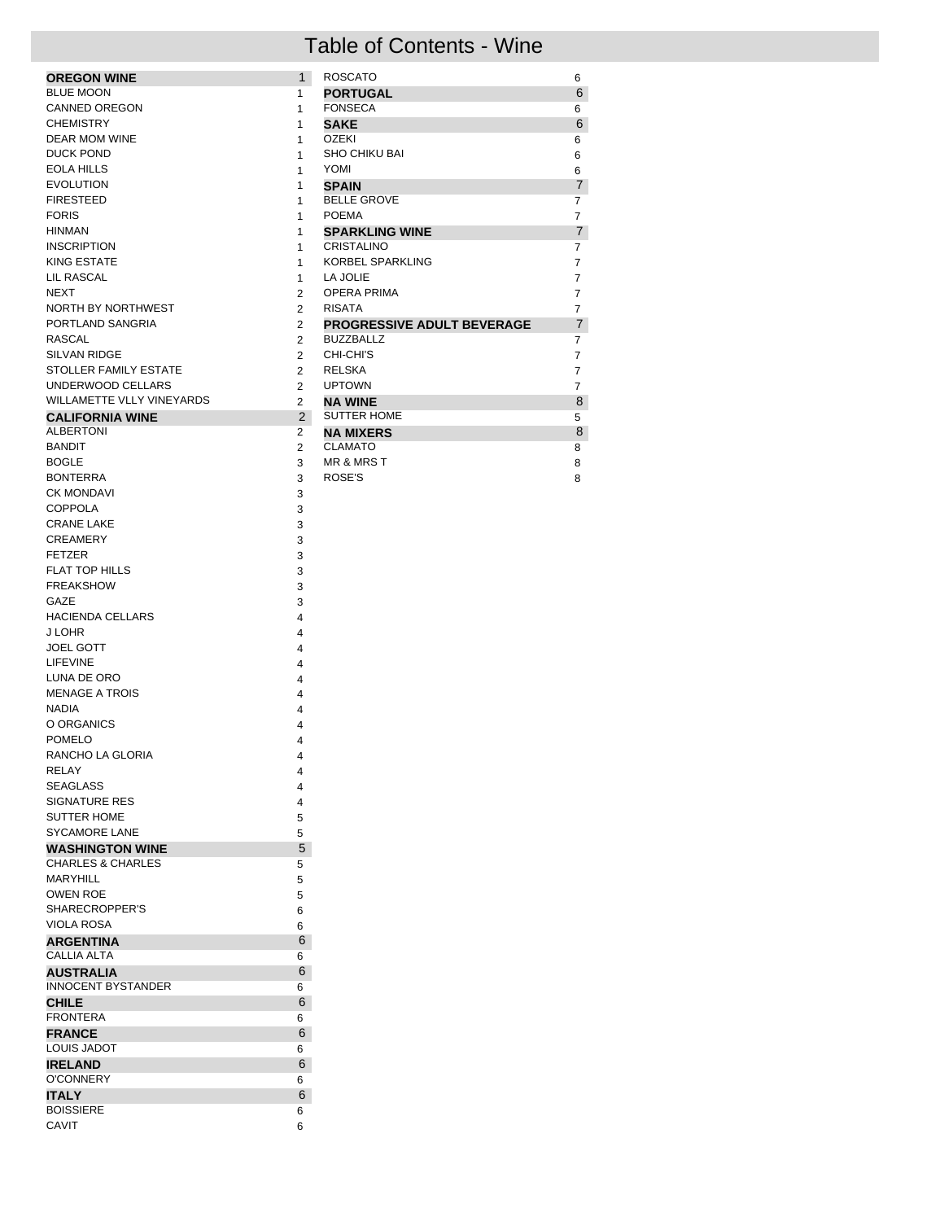# Table of Contents - Wine

| | |
|---|---|
| **OREGON WINE** | 1 |
| BLUE MOON | 1 |
| CANNED OREGON | 1 |
| CHEMISTRY | 1 |
| DEAR MOM WINE | 1 |
| DUCK POND | 1 |
| EOLA HILLS | 1 |
| EVOLUTION | 1 |
| FIRESTEED | 1 |
| FORIS | 1 |
| HINMAN | 1 |
| INSCRIPTION | 1 |
| KING ESTATE | 1 |
| LIL RASCAL | 1 |
| NEXT | 2 |
| NORTH BY NORTHWEST | 2 |
| PORTLAND SANGRIA | 2 |
| RASCAL | 2 |
| SILVAN RIDGE | 2 |
| STOLLER FAMILY ESTATE | 2 |
| UNDERWOOD CELLARS | 2 |
| WILLAMETTE VLLY VINEYARDS | 2 |
| **CALIFORNIA WINE** | 2 |
| ALBERTONI | 2 |
| BANDIT | 2 |
| BOGLE | 3 |
| BONTERRA | 3 |
| CK MONDAVI | 3 |
| COPPOLA | 3 |
| CRANE LAKE | 3 |
| CREAMERY | 3 |
| FETZER | 3 |
| FLAT TOP HILLS | 3 |
| FREAKSHOW | 3 |
| GAZE | 3 |
| HACIENDA CELLARS | 4 |
| J LOHR | 4 |
| JOEL GOTT | 4 |
| LIFEVINE | 4 |
| LUNA DE ORO | 4 |
| MENAGE A TROIS | 4 |
| NADIA | 4 |
| O ORGANICS | 4 |
| POMELO | 4 |
| RANCHO LA GLORIA | 4 |
| RELAY | 4 |
| SEAGLASS | 4 |
| SIGNATURE RES | 4 |
| SUTTER HOME | 5 |
| SYCAMORE LANE | 5 |
| **WASHINGTON WINE** | 5 |
| CHARLES & CHARLES | 5 |
| MARYHILL | 5 |
| OWEN ROE | 5 |
| SHARECROPPER'S | 6 |
| VIOLA ROSA | 6 |
| **ARGENTINA** | 6 |
| CALLIA ALTA | 6 |
| **AUSTRALIA** | 6 |
| INNOCENT BYSTANDER | 6 |
| **CHILE** | 6 |
| FRONTERA | 6 |
| **FRANCE** | 6 |
| LOUIS JADOT | 6 |
| **IRELAND** | 6 |
| O'CONNERY | 6 |
| **ITALY** | 6 |
| BOISSIERE | 6 |
| CAVIT | 6 |
| ROSCATO | 6 |
| **PORTUGAL** | 6 |
| FONSECA | 6 |
| **SAKE** | 6 |
| OZEKI | 6 |
| SHO CHIKU BAI | 6 |
| YOMI | 6 |
| **SPAIN** | 7 |
| BELLE GROVE | 7 |
| POEMA | 7 |
| **SPARKLING WINE** | 7 |
| CRISTALINO | 7 |
| KORBEL SPARKLING | 7 |
| LA JOLIE | 7 |
| OPERA PRIMA | 7 |
| RISATA | 7 |
| **PROGRESSIVE ADULT BEVERAGE** | 7 |
| BUZZBALLZ | 7 |
| CHI-CHI'S | 7 |
| RELSKA | 7 |
| UPTOWN | 7 |
| **NA WINE** | 8 |
| SUTTER HOME | 5 |
| **NA MIXERS** | 8 |
| CLAMATO | 8 |
| MR & MRS T | 8 |
| ROSE'S | 8 |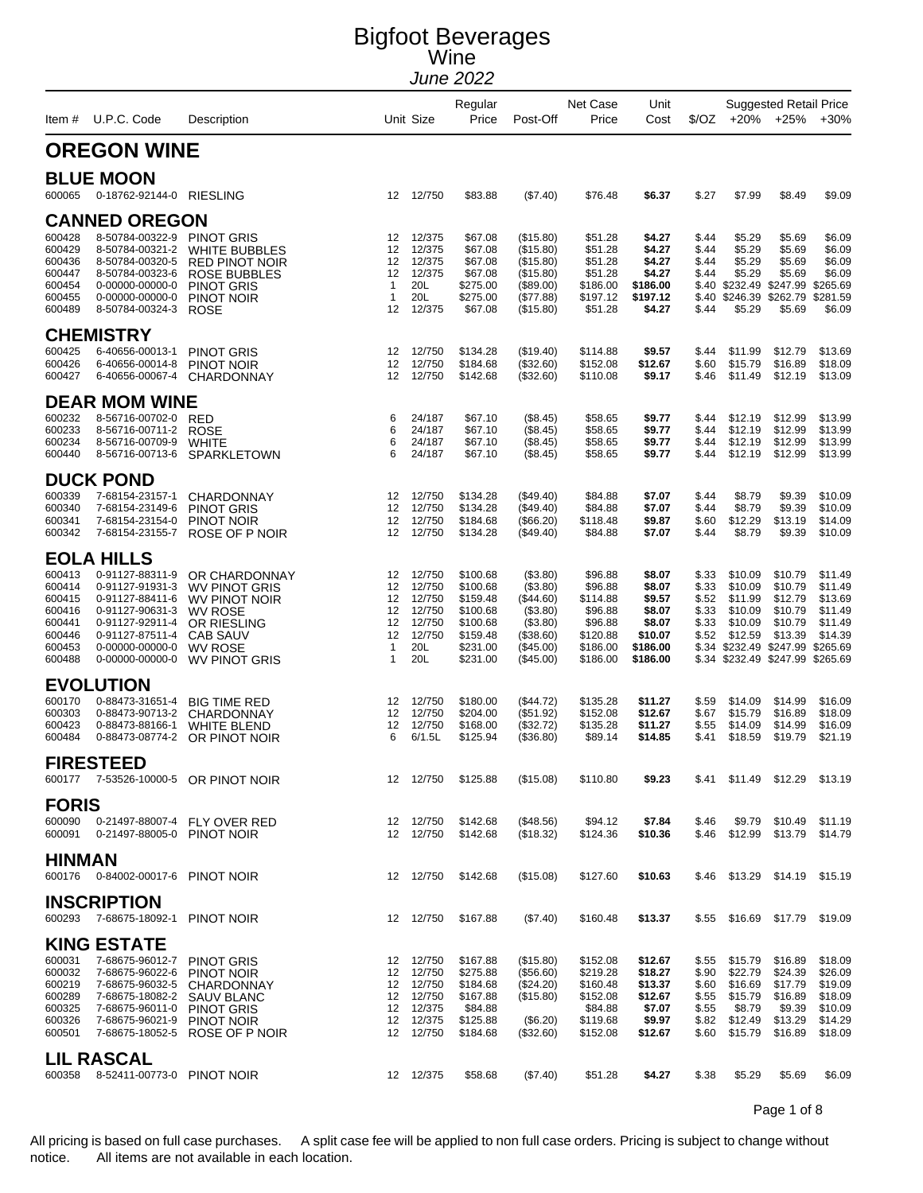# Bigfoot Beverages
## Wine
*June 2022*

| Item # | U.P.C. Code | Description | Unit | Size | Regular Price | Post-Off | Net Case Price | Unit Cost | $/OZ | Suggested Retail Price +20% | +25% | +30% |
|---|---|---|---|---|---|---|---|---|---|---|---|---|
| **OREGON WINE** | | | | | | | | | | | | |
| **BLUE MOON** | | | | | | | | | | | | |
| 600065 | 0-18762-92144-0 | RIESLING | 12 | 12/750 | $83.88 | ($7.40) | $76.48 | **$6.37** | $.27 | $7.99 | $8.49 | $9.09 |
| **CANNED OREGON** | | | | | | | | | | | | |
| 600428 | 8-50784-00322-9 | PINOT GRIS | 12 | 12/375 | $67.08 | ($15.80) | $51.28 | **$4.27** | $.44 | $5.29 | $5.69 | $6.09 |
| 600429 | 8-50784-00321-2 | WHITE BUBBLES | 12 | 12/375 | $67.08 | ($15.80) | $51.28 | **$4.27** | $.44 | $5.29 | $5.69 | $6.09 |
| 600436 | 8-50784-00320-5 | RED PINOT NOIR | 12 | 12/375 | $67.08 | ($15.80) | $51.28 | **$4.27** | $.44 | $5.29 | $5.69 | $6.09 |
| 600447 | 8-50784-00323-6 | ROSE BUBBLES | 12 | 12/375 | $67.08 | ($15.80) | $51.28 | **$4.27** | $.44 | $5.29 | $5.69 | $6.09 |
| 600454 | 0-00000-00000-0 | PINOT GRIS | 1 | 20L | $275.00 | ($89.00) | $186.00 | **$186.00** | $.40 | $232.49 | $247.99 | $265.69 |
| 600455 | 0-00000-00000-0 | PINOT NOIR | 1 | 20L | $275.00 | ($77.88) | $197.12 | **$197.12** | $.40 | $246.39 | $262.79 | $281.59 |
| 600489 | 8-50784-00324-3 | ROSE | 12 | 12/375 | $67.08 | ($15.80) | $51.28 | **$4.27** | $.44 | $5.29 | $5.69 | $6.09 |
| **CHEMISTRY** | | | | | | | | | | | | |
| 600425 | 6-40656-00013-1 | PINOT GRIS | 12 | 12/750 | $134.28 | ($19.40) | $114.88 | **$9.57** | $.44 | $11.99 | $12.79 | $13.69 |
| 600426 | 6-40656-00014-8 | PINOT NOIR | 12 | 12/750 | $184.68 | ($32.60) | $152.08 | **$12.67** | $.60 | $15.79 | $16.89 | $18.09 |
| 600427 | 6-40656-00067-4 | CHARDONNAY | 12 | 12/750 | $142.68 | ($32.60) | $110.08 | **$9.17** | $.46 | $11.49 | $12.19 | $13.09 |
| **DEAR MOM WINE** | | | | | | | | | | | | |
| 600232 | 8-56716-00702-0 | RED | 6 | 24/187 | $67.10 | ($8.45) | $58.65 | **$9.77** | $.44 | $12.19 | $12.99 | $13.99 |
| 600233 | 8-56716-00711-2 | ROSE | 6 | 24/187 | $67.10 | ($8.45) | $58.65 | **$9.77** | $.44 | $12.19 | $12.99 | $13.99 |
| 600234 | 8-56716-00709-9 | WHITE | 6 | 24/187 | $67.10 | ($8.45) | $58.65 | **$9.77** | $.44 | $12.19 | $12.99 | $13.99 |
| 600440 | 8-56716-00713-6 | SPARKLETOWN | 6 | 24/187 | $67.10 | ($8.45) | $58.65 | **$9.77** | $.44 | $12.19 | $12.99 | $13.99 |
| **DUCK POND** | | | | | | | | | | | | |
| 600339 | 7-68154-23157-1 | CHARDONNAY | 12 | 12/750 | $134.28 | ($49.40) | $84.88 | **$7.07** | $.44 | $8.79 | $9.39 | $10.09 |
| 600340 | 7-68154-23149-6 | PINOT GRIS | 12 | 12/750 | $134.28 | ($49.40) | $84.88 | **$7.07** | $.44 | $8.79 | $9.39 | $10.09 |
| 600341 | 7-68154-23154-0 | PINOT NOIR | 12 | 12/750 | $184.68 | ($66.20) | $118.48 | **$9.87** | $.60 | $12.29 | $13.19 | $14.09 |
| 600342 | 7-68154-23155-7 | ROSE OF P NOIR | 12 | 12/750 | $134.28 | ($49.40) | $84.88 | **$7.07** | $.44 | $8.79 | $9.39 | $10.09 |
| **EOLA HILLS** | | | | | | | | | | | | |
| 600413 | 0-91127-88311-9 | OR CHARDONNAY | 12 | 12/750 | $100.68 | ($3.80) | $96.88 | **$8.07** | $.33 | $10.09 | $10.79 | $11.49 |
| 600414 | 0-91127-91931-3 | WV PINOT GRIS | 12 | 12/750 | $100.68 | ($3.80) | $96.88 | **$8.07** | $.33 | $10.09 | $10.79 | $11.49 |
| 600415 | 0-91127-88411-6 | WV PINOT NOIR | 12 | 12/750 | $159.48 | ($44.60) | $114.88 | **$9.57** | $.52 | $11.99 | $12.79 | $13.69 |
| 600416 | 0-91127-90631-3 | WV ROSE | 12 | 12/750 | $100.68 | ($3.80) | $96.88 | **$8.07** | $.33 | $10.09 | $10.79 | $11.49 |
| 600441 | 0-91127-92911-4 | OR RIESLING | 12 | 12/750 | $100.68 | ($3.80) | $96.88 | **$8.07** | $.33 | $10.09 | $10.79 | $11.49 |
| 600446 | 0-91127-87511-4 | CAB SAUV | 12 | 12/750 | $159.48 | ($38.60) | $120.88 | **$10.07** | $.52 | $12.59 | $13.39 | $14.39 |
| 600453 | 0-00000-00000-0 | WV ROSE | 1 | 20L | $231.00 | ($45.00) | $186.00 | **$186.00** | $.34 | $232.49 | $247.99 | $265.69 |
| 600488 | 0-00000-00000-0 | WV PINOT GRIS | 1 | 20L | $231.00 | ($45.00) | $186.00 | **$186.00** | $.34 | $232.49 | $247.99 | $265.69 |
| **EVOLUTION** | | | | | | | | | | | | |
| 600170 | 0-88473-31651-4 | BIG TIME RED | 12 | 12/750 | $180.00 | ($44.72) | $135.28 | **$11.27** | $.59 | $14.09 | $14.99 | $16.09 |
| 600303 | 0-88473-90713-2 | CHARDONNAY | 12 | 12/750 | $204.00 | ($51.92) | $152.08 | **$12.67** | $.67 | $15.79 | $16.89 | $18.09 |
| 600423 | 0-88473-88166-1 | WHITE BLEND | 12 | 12/750 | $168.00 | ($32.72) | $135.28 | **$11.27** | $.55 | $14.09 | $14.99 | $16.09 |
| 600484 | 0-88473-08774-2 | OR PINOT NOIR | 6 | 6/1.5L | $125.94 | ($36.80) | $89.14 | **$14.85** | $.41 | $18.59 | $19.79 | $21.19 |
| **FIRESTEED** | | | | | | | | | | | | |
| 600177 | 7-53526-10000-5 | OR PINOT NOIR | 12 | 12/750 | $125.88 | ($15.08) | $110.80 | **$9.23** | $.41 | $11.49 | $12.29 | $13.19 |
| **FORIS** | | | | | | | | | | | | |
| 600090 | 0-21497-88007-4 | FLY OVER RED | 12 | 12/750 | $142.68 | ($48.56) | $94.12 | **$7.84** | $.46 | $9.79 | $10.49 | $11.19 |
| 600091 | 0-21497-88005-0 | PINOT NOIR | 12 | 12/750 | $142.68 | ($18.32) | $124.36 | **$10.36** | $.46 | $12.99 | $13.79 | $14.79 |
| **HINMAN** | | | | | | | | | | | | |
| 600176 | 0-84002-00017-6 | PINOT NOIR | 12 | 12/750 | $142.68 | ($15.08) | $127.60 | **$10.63** | $.46 | $13.29 | $14.19 | $15.19 |
| **INSCRIPTION** | | | | | | | | | | | | |
| 600293 | 7-68675-18092-1 | PINOT NOIR | 12 | 12/750 | $167.88 | ($7.40) | $160.48 | **$13.37** | $.55 | $16.69 | $17.79 | $19.09 |
| **KING ESTATE** | | | | | | | | | | | | |
| 600031 | 7-68675-96012-7 | PINOT GRIS | 12 | 12/750 | $167.88 | ($15.80) | $152.08 | **$12.67** | $.55 | $15.79 | $16.89 | $18.09 |
| 600032 | 7-68675-96022-6 | PINOT NOIR | 12 | 12/750 | $275.88 | ($56.60) | $219.28 | **$18.27** | $.90 | $22.79 | $24.39 | $26.09 |
| 600219 | 7-68675-96032-5 | CHARDONNAY | 12 | 12/750 | $184.68 | ($24.20) | $160.48 | **$13.37** | $.60 | $16.69 | $17.79 | $19.09 |
| 600289 | 7-68675-18082-2 | SAUV BLANC | 12 | 12/750 | $167.88 | ($15.80) | $152.08 | **$12.67** | $.55 | $15.79 | $16.89 | $18.09 |
| 600325 | 7-68675-96011-0 | PINOT GRIS | 12 | 12/375 | $84.88 | | $84.88 | **$7.07** | $.55 | $8.79 | $9.39 | $10.09 |
| 600326 | 7-68675-96021-9 | PINOT NOIR | 12 | 12/375 | $125.88 | ($6.20) | $119.68 | **$9.97** | $.82 | $12.49 | $13.29 | $14.29 |
| 600501 | 7-68675-18052-5 | ROSE OF P NOIR | 12 | 12/750 | $184.68 | ($32.60) | $152.08 | **$12.67** | $.60 | $15.79 | $16.89 | $18.09 |
| **LIL RASCAL** | | | | | | | | | | | | |
| 600358 | 8-52411-00773-0 | PINOT NOIR | 12 | 12/375 | $58.68 | ($7.40) | $51.28 | **$4.27** | $.38 | $5.29 | $5.69 | $6.09 |

All pricing is based on full case purchases. A split case fee will be applied to non full case orders. Pricing is subject to change without notice. All items are not available in each location.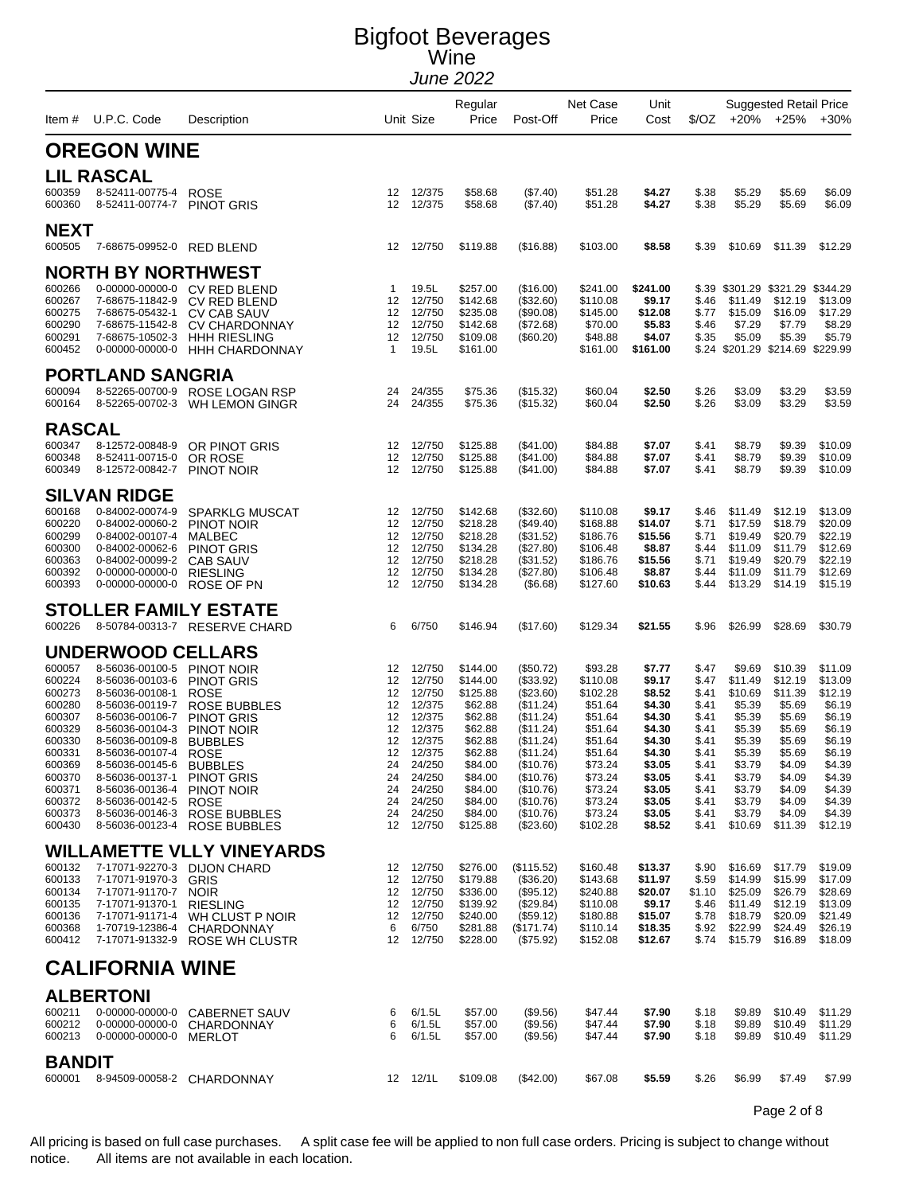# Bigfoot Beverages
## Wine
*June 2022*

| Item # | U.P.C. Code | Description | Unit | Size | Regular Price | Post-Off | Net Case Price | Unit Cost | $/OZ | Suggested Retail Price +20% | +25% | +30% |
|---|---|---|---|---|---|---|---|---|---|---|---|---|

## OREGON WINE

### LIL RASCAL

| Item # | U.P.C. Code | Description | Unit | Size | Regular Price | Post-Off | Net Case Price | Unit Cost | $/OZ | +20% | +25% | +30% |
|---|---|---|---|---|---|---|---|---|---|---|---|---|
| 600359 | 8-52411-00775-4 | ROSE | 12 | 12/375 | $58.68 | ($7.40) | $51.28 | **$4.27** | $.38 | $5.29 | $5.69 | $6.09 |
| 600360 | 8-52411-00774-7 | PINOT GRIS | 12 | 12/375 | $58.68 | ($7.40) | $51.28 | **$4.27** | $.38 | $5.29 | $5.69 | $6.09 |

### NEXT

| Item # | U.P.C. Code | Description | Unit | Size | Regular Price | Post-Off | Net Case Price | Unit Cost | $/OZ | +20% | +25% | +30% |
|---|---|---|---|---|---|---|---|---|---|---|---|---|
| 600505 | 7-68675-09952-0 | RED BLEND | 12 | 12/750 | $119.88 | ($16.88) | $103.00 | **$8.58** | $.39 | $10.69 | $11.39 | $12.29 |

### NORTH BY NORTHWEST

| Item # | U.P.C. Code | Description | Unit | Size | Regular Price | Post-Off | Net Case Price | Unit Cost | $/OZ | +20% | +25% | +30% |
|---|---|---|---|---|---|---|---|---|---|---|---|---|
| 600266 | 0-00000-00000-0 | CV RED BLEND | 1 | 19.5L | $257.00 | ($16.00) | $241.00 | **$241.00** | $.39 | $301.29 | $321.29 | $344.29 |
| 600267 | 7-68675-11842-9 | CV RED BLEND | 12 | 12/750 | $142.68 | ($32.60) | $110.08 | **$9.17** | $.46 | $11.49 | $12.19 | $13.09 |
| 600275 | 7-68675-05432-1 | CV CAB SAUV | 12 | 12/750 | $235.08 | ($90.08) | $145.00 | **$12.08** | $.77 | $15.09 | $16.09 | $17.29 |
| 600290 | 7-68675-11542-8 | CV CHARDONNAY | 12 | 12/750 | $142.68 | ($72.68) | $70.00 | **$5.83** | $.46 | $7.29 | $7.79 | $8.29 |
| 600291 | 7-68675-10502-3 | HHH RIESLING | 12 | 12/750 | $109.08 | ($60.20) | $48.88 | **$4.07** | $.35 | $5.09 | $5.39 | $5.79 |
| 600452 | 0-00000-00000-0 | HHH CHARDONNAY | 1 | 19.5L | $161.00 | | $161.00 | **$161.00** | $.24 | $201.29 | $214.69 | $229.99 |

### PORTLAND SANGRIA

| Item # | U.P.C. Code | Description | Unit | Size | Regular Price | Post-Off | Net Case Price | Unit Cost | $/OZ | +20% | +25% | +30% |
|---|---|---|---|---|---|---|---|---|---|---|---|---|
| 600094 | 8-52265-00700-9 | ROSE LOGAN RSP | 24 | 24/355 | $75.36 | ($15.32) | $60.04 | **$2.50** | $.26 | $3.09 | $3.29 | $3.59 |
| 600164 | 8-52265-00702-3 | WH LEMON GINGR | 24 | 24/355 | $75.36 | ($15.32) | $60.04 | **$2.50** | $.26 | $3.09 | $3.29 | $3.59 |

### RASCAL

| Item # | U.P.C. Code | Description | Unit | Size | Regular Price | Post-Off | Net Case Price | Unit Cost | $/OZ | +20% | +25% | +30% |
|---|---|---|---|---|---|---|---|---|---|---|---|---|
| 600347 | 8-12572-00848-9 | OR PINOT GRIS | 12 | 12/750 | $125.88 | ($41.00) | $84.88 | **$7.07** | $.41 | $8.79 | $9.39 | $10.09 |
| 600348 | 8-52411-00715-0 | OR ROSE | 12 | 12/750 | $125.88 | ($41.00) | $84.88 | **$7.07** | $.41 | $8.79 | $9.39 | $10.09 |
| 600349 | 8-12572-00842-7 | PINOT NOIR | 12 | 12/750 | $125.88 | ($41.00) | $84.88 | **$7.07** | $.41 | $8.79 | $9.39 | $10.09 |

### SILVAN RIDGE

| Item # | U.P.C. Code | Description | Unit | Size | Regular Price | Post-Off | Net Case Price | Unit Cost | $/OZ | +20% | +25% | +30% |
|---|---|---|---|---|---|---|---|---|---|---|---|---|
| 600168 | 0-84002-00074-9 | SPARKLG MUSCAT | 12 | 12/750 | $142.68 | ($32.60) | $110.08 | **$9.17** | $.46 | $11.49 | $12.19 | $13.09 |
| 600220 | 0-84002-00060-2 | PINOT NOIR | 12 | 12/750 | $218.28 | ($49.40) | $168.88 | **$14.07** | $.71 | $17.59 | $18.79 | $20.09 |
| 600299 | 0-84002-00107-4 | MALBEC | 12 | 12/750 | $218.28 | ($31.52) | $186.76 | **$15.56** | $.71 | $19.49 | $20.79 | $22.19 |
| 600300 | 0-84002-00062-6 | PINOT GRIS | 12 | 12/750 | $134.28 | ($27.80) | $106.48 | **$8.87** | $.44 | $11.09 | $11.79 | $12.69 |
| 600363 | 0-84002-00099-2 | CAB SAUV | 12 | 12/750 | $218.28 | ($31.52) | $186.76 | **$15.56** | $.71 | $19.49 | $20.79 | $22.19 |
| 600392 | 0-00000-00000-0 | RIESLING | 12 | 12/750 | $134.28 | ($27.80) | $106.48 | **$8.87** | $.44 | $11.09 | $11.79 | $12.69 |
| 600393 | 0-00000-00000-0 | ROSE OF PN | 12 | 12/750 | $134.28 | ($6.68) | $127.60 | **$10.63** | $.44 | $13.29 | $14.19 | $15.19 |

### STOLLER FAMILY ESTATE

| Item # | U.P.C. Code | Description | Unit | Size | Regular Price | Post-Off | Net Case Price | Unit Cost | $/OZ | +20% | +25% | +30% |
|---|---|---|---|---|---|---|---|---|---|---|---|---|
| 600226 | 8-50784-00313-7 | RESERVE CHARD | 6 | 6/750 | $146.94 | ($17.60) | $129.34 | **$21.55** | $.96 | $26.99 | $28.69 | $30.79 |

### UNDERWOOD CELLARS

| Item # | U.P.C. Code | Description | Unit | Size | Regular Price | Post-Off | Net Case Price | Unit Cost | $/OZ | +20% | +25% | +30% |
|---|---|---|---|---|---|---|---|---|---|---|---|---|
| 600057 | 8-56036-00100-5 | PINOT NOIR | 12 | 12/750 | $144.00 | ($50.72) | $93.28 | **$7.77** | $.47 | $9.69 | $10.39 | $11.09 |
| 600224 | 8-56036-00103-6 | PINOT GRIS | 12 | 12/750 | $144.00 | ($33.92) | $110.08 | **$9.17** | $.47 | $11.49 | $12.19 | $13.09 |
| 600273 | 8-56036-00108-1 | ROSE | 12 | 12/750 | $125.88 | ($23.60) | $102.28 | **$8.52** | $.41 | $10.69 | $11.39 | $12.19 |
| 600280 | 8-56036-00119-7 | ROSE BUBBLES | 12 | 12/375 | $62.88 | ($11.24) | $51.64 | **$4.30** | $.41 | $5.39 | $5.69 | $6.19 |
| 600307 | 8-56036-00106-7 | PINOT GRIS | 12 | 12/375 | $62.88 | ($11.24) | $51.64 | **$4.30** | $.41 | $5.39 | $5.69 | $6.19 |
| 600329 | 8-56036-00104-3 | PINOT NOIR | 12 | 12/375 | $62.88 | ($11.24) | $51.64 | **$4.30** | $.41 | $5.39 | $5.69 | $6.19 |
| 600330 | 8-56036-00109-8 | BUBBLES | 12 | 12/375 | $62.88 | ($11.24) | $51.64 | **$4.30** | $.41 | $5.39 | $5.69 | $6.19 |
| 600331 | 8-56036-00107-4 | ROSE | 12 | 12/375 | $62.88 | ($11.24) | $51.64 | **$4.30** | $.41 | $5.39 | $5.69 | $6.19 |
| 600369 | 8-56036-00145-6 | BUBBLES | 24 | 24/250 | $84.00 | ($10.76) | $73.24 | **$3.05** | $.41 | $3.79 | $4.09 | $4.39 |
| 600370 | 8-56036-00137-1 | PINOT GRIS | 24 | 24/250 | $84.00 | ($10.76) | $73.24 | **$3.05** | $.41 | $3.79 | $4.09 | $4.39 |
| 600371 | 8-56036-00136-4 | PINOT NOIR | 24 | 24/250 | $84.00 | ($10.76) | $73.24 | **$3.05** | $.41 | $3.79 | $4.09 | $4.39 |
| 600372 | 8-56036-00142-5 | ROSE | 24 | 24/250 | $84.00 | ($10.76) | $73.24 | **$3.05** | $.41 | $3.79 | $4.09 | $4.39 |
| 600373 | 8-56036-00146-3 | ROSE BUBBLES | 24 | 24/250 | $84.00 | ($10.76) | $73.24 | **$3.05** | $.41 | $3.79 | $4.09 | $4.39 |
| 600430 | 8-56036-00123-4 | ROSE BUBBLES | 12 | 12/750 | $125.88 | ($23.60) | $102.28 | **$8.52** | $.41 | $10.69 | $11.39 | $12.19 |

### WILLAMETTE VLLY VINEYARDS

| Item # | U.P.C. Code | Description | Unit | Size | Regular Price | Post-Off | Net Case Price | Unit Cost | $/OZ | +20% | +25% | +30% |
|---|---|---|---|---|---|---|---|---|---|---|---|---|
| 600132 | 7-17071-92270-3 | DIJON CHARD | 12 | 12/750 | $276.00 | ($115.52) | $160.48 | **$13.37** | $.90 | $16.69 | $17.79 | $19.09 |
| 600133 | 7-17071-91970-3 | GRIS | 12 | 12/750 | $179.88 | ($36.20) | $143.68 | **$11.97** | $.59 | $14.99 | $15.99 | $17.09 |
| 600134 | 7-17071-91170-7 | NOIR | 12 | 12/750 | $336.00 | ($95.12) | $240.88 | **$20.07** | $1.10 | $25.09 | $26.79 | $28.69 |
| 600135 | 7-17071-91370-1 | RIESLING | 12 | 12/750 | $139.92 | ($29.84) | $110.08 | **$9.17** | $.46 | $11.49 | $12.19 | $13.09 |
| 600136 | 7-17071-91171-4 | WH CLUST P NOIR | 12 | 12/750 | $240.00 | ($59.12) | $180.88 | **$15.07** | $.78 | $18.79 | $20.09 | $21.49 |
| 600368 | 1-70719-12386-4 | CHARDONNAY | 6 | 6/750 | $281.88 | ($171.74) | $110.14 | **$18.35** | $.92 | $22.99 | $24.49 | $26.19 |
| 600412 | 7-17071-91332-9 | ROSE WH CLUSTR | 12 | 12/750 | $228.00 | ($75.92) | $152.08 | **$12.67** | $.74 | $15.79 | $16.89 | $18.09 |

## CALIFORNIA WINE

### ALBERTONI

| Item # | U.P.C. Code | Description | Unit | Size | Regular Price | Post-Off | Net Case Price | Unit Cost | $/OZ | +20% | +25% | +30% |
|---|---|---|---|---|---|---|---|---|---|---|---|---|
| 600211 | 0-00000-00000-0 | CABERNET SAUV | 6 | 6/1.5L | $57.00 | ($9.56) | $47.44 | **$7.90** | $.18 | $9.89 | $10.49 | $11.29 |
| 600212 | 0-00000-00000-0 | CHARDONNAY | 6 | 6/1.5L | $57.00 | ($9.56) | $47.44 | **$7.90** | $.18 | $9.89 | $10.49 | $11.29 |
| 600213 | 0-00000-00000-0 | MERLOT | 6 | 6/1.5L | $57.00 | ($9.56) | $47.44 | **$7.90** | $.18 | $9.89 | $10.49 | $11.29 |

### BANDIT

| Item # | U.P.C. Code | Description | Unit | Size | Regular Price | Post-Off | Net Case Price | Unit Cost | $/OZ | +20% | +25% | +30% |
|---|---|---|---|---|---|---|---|---|---|---|---|---|
| 600001 | 8-94509-00058-2 | CHARDONNAY | 12 | 12/1L | $109.08 | ($42.00) | $67.08 | **$5.59** | $.26 | $6.99 | $7.49 | $7.99 |

All pricing is based on full case purchases. A split case fee will be applied to non full case orders. Pricing is subject to change without notice. All items are not available in each location.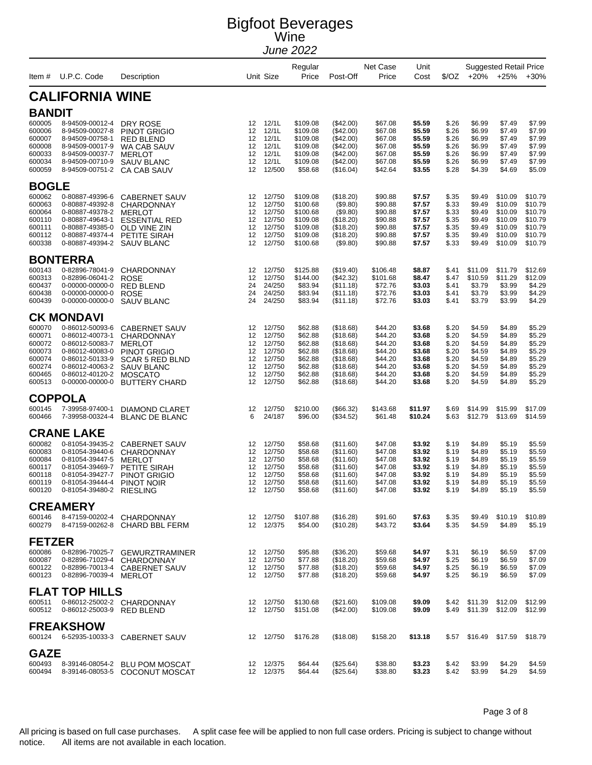# Bigfoot Beverages
## Wine
*June 2022*

## CALIFORNIA WINE

| Item # | U.P.C. Code | Description | Unit | Size | Regular Price | Post-Off | Net Case Price | Unit Cost | $/OZ | +20% | +25% | +30% |
|---|---|---|---|---|---|---|---|---|---|---|---|---|
| | | | | | | | | | | Suggested Retail Price | | |
| **BANDIT** | | | | | | | | | | | | |
| 600005 | 8-94509-00012-4 | DRY ROSE | 12 | 12/1L | $109.08 | ($42.00) | $67.08 | **$5.59** | $.26 | $6.99 | $7.49 | $7.99 |
| 600006 | 8-94509-00027-8 | PINOT GRIGIO | 12 | 12/1L | $109.08 | ($42.00) | $67.08 | **$5.59** | $.26 | $6.99 | $7.49 | $7.99 |
| 600007 | 8-94509-00758-1 | RED BLEND | 12 | 12/1L | $109.08 | ($42.00) | $67.08 | **$5.59** | $.26 | $6.99 | $7.49 | $7.99 |
| 600008 | 8-94509-00017-9 | WA CAB SAUV | 12 | 12/1L | $109.08 | ($42.00) | $67.08 | **$5.59** | $.26 | $6.99 | $7.49 | $7.99 |
| 600033 | 8-94509-00037-7 | MERLOT | 12 | 12/1L | $109.08 | ($42.00) | $67.08 | **$5.59** | $.26 | $6.99 | $7.49 | $7.99 |
| 600034 | 8-94509-00710-9 | SAUV BLANC | 12 | 12/1L | $109.08 | ($42.00) | $67.08 | **$5.59** | $.26 | $6.99 | $7.49 | $7.99 |
| 600059 | 8-94509-00751-2 | CA CAB SAUV | 12 | 12/500 | $58.68 | ($16.04) | $42.64 | **$3.55** | $.28 | $4.39 | $4.69 | $5.09 |
| **BOGLE** | | | | | | | | | | | | |
| 600062 | 0-80887-49396-6 | CABERNET SAUV | 12 | 12/750 | $109.08 | ($18.20) | $90.88 | **$7.57** | $.35 | $9.49 | $10.09 | $10.79 |
| 600063 | 0-80887-49392-8 | CHARDONNAY | 12 | 12/750 | $100.68 | ($9.80) | $90.88 | **$7.57** | $.33 | $9.49 | $10.09 | $10.79 |
| 600064 | 0-80887-49378-2 | MERLOT | 12 | 12/750 | $100.68 | ($9.80) | $90.88 | **$7.57** | $.33 | $9.49 | $10.09 | $10.79 |
| 600110 | 0-80887-49643-1 | ESSENTIAL RED | 12 | 12/750 | $109.08 | ($18.20) | $90.88 | **$7.57** | $.35 | $9.49 | $10.09 | $10.79 |
| 600111 | 0-80887-49385-0 | OLD VINE ZIN | 12 | 12/750 | $109.08 | ($18.20) | $90.88 | **$7.57** | $.35 | $9.49 | $10.09 | $10.79 |
| 600112 | 0-80887-49374-4 | PETITE SIRAH | 12 | 12/750 | $109.08 | ($18.20) | $90.88 | **$7.57** | $.35 | $9.49 | $10.09 | $10.79 |
| 600338 | 0-80887-49394-2 | SAUV BLANC | 12 | 12/750 | $100.68 | ($9.80) | $90.88 | **$7.57** | $.33 | $9.49 | $10.09 | $10.79 |
| **BONTERRA** | | | | | | | | | | | | |
| 600143 | 0-82896-78041-9 | CHARDONNAY | 12 | 12/750 | $125.88 | ($19.40) | $106.48 | **$8.87** | $.41 | $11.09 | $11.79 | $12.69 |
| 600313 | 0-82896-06041-2 | ROSE | 12 | 12/750 | $144.00 | ($42.32) | $101.68 | **$8.47** | $.47 | $10.59 | $11.29 | $12.09 |
| 600437 | 0-00000-00000-0 | RED BLEND | 24 | 24/250 | $83.94 | ($11.18) | $72.76 | **$3.03** | $.41 | $3.79 | $3.99 | $4.29 |
| 600438 | 0-00000-00000-0 | ROSE | 24 | 24/250 | $83.94 | ($11.18) | $72.76 | **$3.03** | $.41 | $3.79 | $3.99 | $4.29 |
| 600439 | 0-00000-00000-0 | SAUV BLANC | 24 | 24/250 | $83.94 | ($11.18) | $72.76 | **$3.03** | $.41 | $3.79 | $3.99 | $4.29 |
| **CK MONDAVI** | | | | | | | | | | | | |
| 600070 | 0-86012-50093-6 | CABERNET SAUV | 12 | 12/750 | $62.88 | ($18.68) | $44.20 | **$3.68** | $.20 | $4.59 | $4.89 | $5.29 |
| 600071 | 0-86012-40073-1 | CHARDONNAY | 12 | 12/750 | $62.88 | ($18.68) | $44.20 | **$3.68** | $.20 | $4.59 | $4.89 | $5.29 |
| 600072 | 0-86012-50083-7 | MERLOT | 12 | 12/750 | $62.88 | ($18.68) | $44.20 | **$3.68** | $.20 | $4.59 | $4.89 | $5.29 |
| 600073 | 0-86012-40083-0 | PINOT GRIGIO | 12 | 12/750 | $62.88 | ($18.68) | $44.20 | **$3.68** | $.20 | $4.59 | $4.89 | $5.29 |
| 600074 | 0-86012-50133-9 | SCAR 5 RED BLND | 12 | 12/750 | $62.88 | ($18.68) | $44.20 | **$3.68** | $.20 | $4.59 | $4.89 | $5.29 |
| 600274 | 0-86012-40063-2 | SAUV BLANC | 12 | 12/750 | $62.88 | ($18.68) | $44.20 | **$3.68** | $.20 | $4.59 | $4.89 | $5.29 |
| 600465 | 0-86012-40120-2 | MOSCATO | 12 | 12/750 | $62.88 | ($18.68) | $44.20 | **$3.68** | $.20 | $4.59 | $4.89 | $5.29 |
| 600513 | 0-00000-00000-0 | BUTTERY CHARD | 12 | 12/750 | $62.88 | ($18.68) | $44.20 | **$3.68** | $.20 | $4.59 | $4.89 | $5.29 |
| **COPPOLA** | | | | | | | | | | | | |
| 600145 | 7-39958-97400-1 | DIAMOND CLARET | 12 | 12/750 | $210.00 | ($66.32) | $143.68 | **$11.97** | $.69 | $14.99 | $15.99 | $17.09 |
| 600466 | 7-39958-00324-4 | BLANC DE BLANC | 6 | 24/187 | $96.00 | ($34.52) | $61.48 | **$10.24** | $.63 | $12.79 | $13.69 | $14.59 |
| **CRANE LAKE** | | | | | | | | | | | | |
| 600082 | 0-81054-39435-2 | CABERNET SAUV | 12 | 12/750 | $58.68 | ($11.60) | $47.08 | **$3.92** | $.19 | $4.89 | $5.19 | $5.59 |
| 600083 | 0-81054-39440-6 | CHARDONNAY | 12 | 12/750 | $58.68 | ($11.60) | $47.08 | **$3.92** | $.19 | $4.89 | $5.19 | $5.59 |
| 600084 | 0-81054-39447-5 | MERLOT | 12 | 12/750 | $58.68 | ($11.60) | $47.08 | **$3.92** | $.19 | $4.89 | $5.19 | $5.59 |
| 600117 | 0-81054-39469-7 | PETITE SIRAH | 12 | 12/750 | $58.68 | ($11.60) | $47.08 | **$3.92** | $.19 | $4.89 | $5.19 | $5.59 |
| 600118 | 0-81054-39427-7 | PINOT GRIGIO | 12 | 12/750 | $58.68 | ($11.60) | $47.08 | **$3.92** | $.19 | $4.89 | $5.19 | $5.59 |
| 600119 | 0-81054-39444-4 | PINOT NOIR | 12 | 12/750 | $58.68 | ($11.60) | $47.08 | **$3.92** | $.19 | $4.89 | $5.19 | $5.59 |
| 600120 | 0-81054-39480-2 | RIESLING | 12 | 12/750 | $58.68 | ($11.60) | $47.08 | **$3.92** | $.19 | $4.89 | $5.19 | $5.59 |
| **CREAMERY** | | | | | | | | | | | | |
| 600146 | 8-47159-00202-4 | CHARDONNAY | 12 | 12/750 | $107.88 | ($16.28) | $91.60 | **$7.63** | $.35 | $9.49 | $10.19 | $10.89 |
| 600279 | 8-47159-00262-8 | CHARD BBL FERM | 12 | 12/375 | $54.00 | ($10.28) | $43.72 | **$3.64** | $.35 | $4.59 | $4.89 | $5.19 |
| **FETZER** | | | | | | | | | | | | |
| 600086 | 0-82896-70025-7 | GEWURZTRAMINER | 12 | 12/750 | $95.88 | ($36.20) | $59.68 | **$4.97** | $.31 | $6.19 | $6.59 | $7.09 |
| 600087 | 0-82896-71029-4 | CHARDONNAY | 12 | 12/750 | $77.88 | ($18.20) | $59.68 | **$4.97** | $.25 | $6.19 | $6.59 | $7.09 |
| 600122 | 0-82896-70013-4 | CABERNET SAUV | 12 | 12/750 | $77.88 | ($18.20) | $59.68 | **$4.97** | $.25 | $6.19 | $6.59 | $7.09 |
| 600123 | 0-82896-70039-4 | MERLOT | 12 | 12/750 | $77.88 | ($18.20) | $59.68 | **$4.97** | $.25 | $6.19 | $6.59 | $7.09 |
| **FLAT TOP HILLS** | | | | | | | | | | | | |
| 600511 | 0-86012-25002-2 | CHARDONNAY | 12 | 12/750 | $130.68 | ($21.60) | $109.08 | **$9.09** | $.42 | $11.39 | $12.09 | $12.99 |
| 600512 | 0-86012-25003-9 | RED BLEND | 12 | 12/750 | $151.08 | ($42.00) | $109.08 | **$9.09** | $.49 | $11.39 | $12.09 | $12.99 |
| **FREAKSHOW** | | | | | | | | | | | | |
| 600124 | 6-52935-10033-3 | CABERNET SAUV | 12 | 12/750 | $176.28 | ($18.08) | $158.20 | **$13.18** | $.57 | $16.49 | $17.59 | $18.79 |
| **GAZE** | | | | | | | | | | | | |
| 600493 | 8-39146-08054-2 | BLU POM MOSCAT | 12 | 12/375 | $64.44 | ($25.64) | $38.80 | **$3.23** | $.42 | $3.99 | $4.29 | $4.59 |
| 600494 | 8-39146-08053-5 | COCONUT MOSCAT | 12 | 12/375 | $64.44 | ($25.64) | $38.80 | **$3.23** | $.42 | $3.99 | $4.29 | $4.59 |

All pricing is based on full case purchases. A split case fee will be applied to non full case orders. Pricing is subject to change without notice. All items are not available in each location.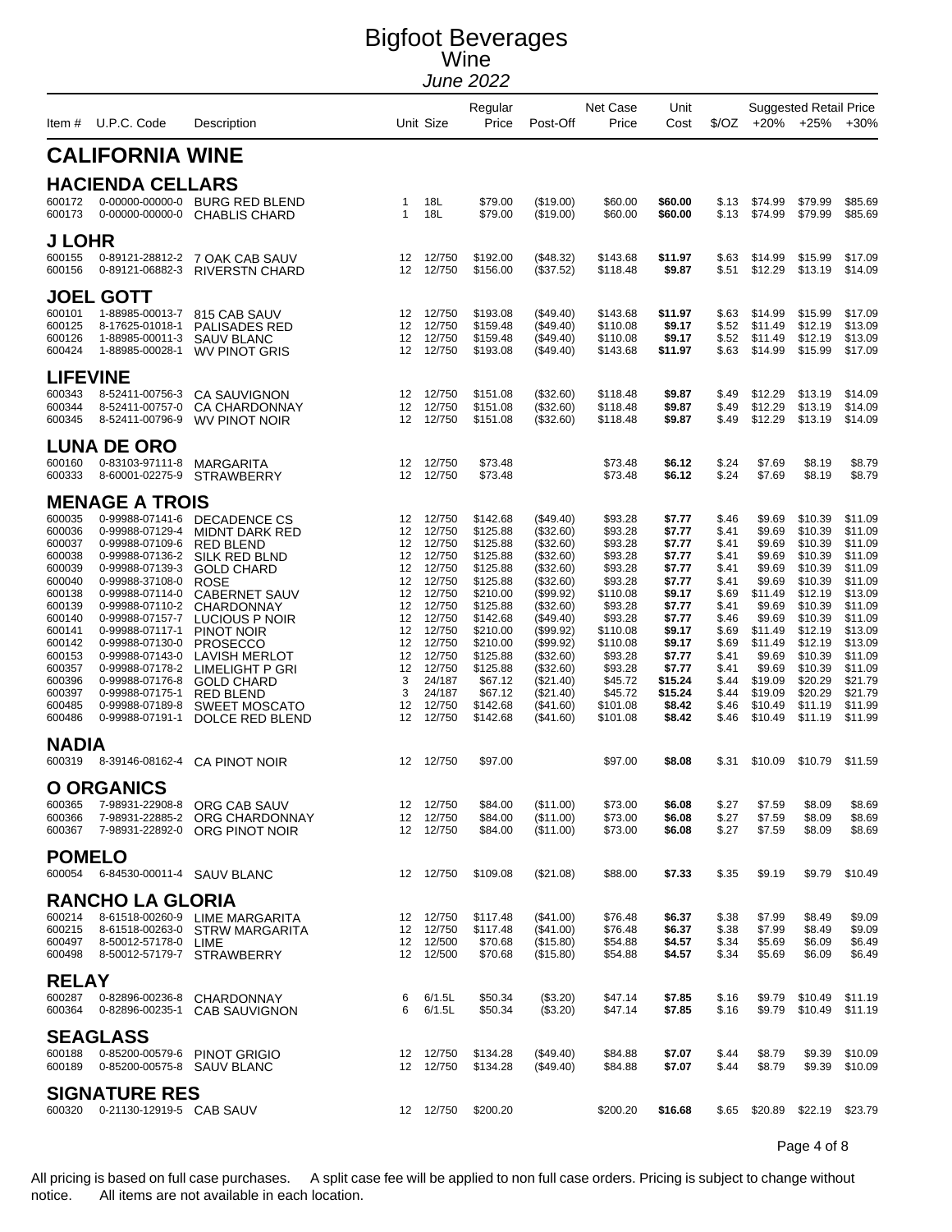# Bigfoot Beverages
## Wine
*June 2022*

| Item # | U.P.C. Code | Description | | Unit Size | Regular Price | Post-Off | Net Case Price | Unit Cost | $/OZ | Suggested Retail Price +20% | +25% | +30% |
|---|---|---|---|---|---|---|---|---|---|---|---|---|

## CALIFORNIA WINE

### HACIENDA CELLARS

| Item # | U.P.C. Code | Description | | Unit Size | Regular Price | Post-Off | Net Case Price | Unit Cost | $/OZ | +20% | +25% | +30% |
|---|---|---|---|---|---|---|---|---|---|---|---|---|
| 600172 | 0-00000-00000-0 | BURG RED BLEND | 1 | 18L | $79.00 | ($19.00) | $60.00 | **$60.00** | $.13 | $74.99 | $79.99 | $85.69 |
| 600173 | 0-00000-00000-0 | CHABLIS CHARD | 1 | 18L | $79.00 | ($19.00) | $60.00 | **$60.00** | $.13 | $74.99 | $79.99 | $85.69 |

### J LOHR

| Item # | U.P.C. Code | Description | | Unit Size | Regular Price | Post-Off | Net Case Price | Unit Cost | $/OZ | +20% | +25% | +30% |
|---|---|---|---|---|---|---|---|---|---|---|---|---|
| 600155 | 0-89121-28812-2 | 7 OAK CAB SAUV | 12 | 12/750 | $192.00 | ($48.32) | $143.68 | **$11.97** | $.63 | $14.99 | $15.99 | $17.09 |
| 600156 | 0-89121-06882-3 | RIVERSTN CHARD | 12 | 12/750 | $156.00 | ($37.52) | $118.48 | **$9.87** | $.51 | $12.29 | $13.19 | $14.09 |

### JOEL GOTT

| Item # | U.P.C. Code | Description | | Unit Size | Regular Price | Post-Off | Net Case Price | Unit Cost | $/OZ | +20% | +25% | +30% |
|---|---|---|---|---|---|---|---|---|---|---|---|---|
| 600101 | 1-88985-00013-7 | 815 CAB SAUV | 12 | 12/750 | $193.08 | ($49.40) | $143.68 | **$11.97** | $.63 | $14.99 | $15.99 | $17.09 |
| 600125 | 8-17625-01018-1 | PALISADES RED | 12 | 12/750 | $159.48 | ($49.40) | $110.08 | **$9.17** | $.52 | $11.49 | $12.19 | $13.09 |
| 600126 | 1-88985-00011-3 | SAUV BLANC | 12 | 12/750 | $159.48 | ($49.40) | $110.08 | **$9.17** | $.52 | $11.49 | $12.19 | $13.09 |
| 600424 | 1-88985-00028-1 | WV PINOT GRIS | 12 | 12/750 | $193.08 | ($49.40) | $143.68 | **$11.97** | $.63 | $14.99 | $15.99 | $17.09 |

### LIFEVINE

| Item # | U.P.C. Code | Description | | Unit Size | Regular Price | Post-Off | Net Case Price | Unit Cost | $/OZ | +20% | +25% | +30% |
|---|---|---|---|---|---|---|---|---|---|---|---|---|
| 600343 | 8-52411-00756-3 | CA SAUVIGNON | 12 | 12/750 | $151.08 | ($32.60) | $118.48 | **$9.87** | $.49 | $12.29 | $13.19 | $14.09 |
| 600344 | 8-52411-00757-0 | CA CHARDONNAY | 12 | 12/750 | $151.08 | ($32.60) | $118.48 | **$9.87** | $.49 | $12.29 | $13.19 | $14.09 |
| 600345 | 8-52411-00796-9 | WV PINOT NOIR | 12 | 12/750 | $151.08 | ($32.60) | $118.48 | **$9.87** | $.49 | $12.29 | $13.19 | $14.09 |

### LUNA DE ORO

| Item # | U.P.C. Code | Description | | Unit Size | Regular Price | Post-Off | Net Case Price | Unit Cost | $/OZ | +20% | +25% | +30% |
|---|---|---|---|---|---|---|---|---|---|---|---|---|
| 600160 | 0-83103-97111-8 | MARGARITA | 12 | 12/750 | $73.48 | | $73.48 | **$6.12** | $.24 | $7.69 | $8.19 | $8.79 |
| 600333 | 8-60001-02275-9 | STRAWBERRY | 12 | 12/750 | $73.48 | | $73.48 | **$6.12** | $.24 | $7.69 | $8.19 | $8.79 |

### MENAGE A TROIS

| Item # | U.P.C. Code | Description | | Unit Size | Regular Price | Post-Off | Net Case Price | Unit Cost | $/OZ | +20% | +25% | +30% |
|---|---|---|---|---|---|---|---|---|---|---|---|---|
| 600035 | 0-99988-07141-6 | DECADENCE CS | 12 | 12/750 | $142.68 | ($49.40) | $93.28 | **$7.77** | $.46 | $9.69 | $10.39 | $11.09 |
| 600036 | 0-99988-07129-4 | MIDNT DARK RED | 12 | 12/750 | $125.88 | ($32.60) | $93.28 | **$7.77** | $.41 | $9.69 | $10.39 | $11.09 |
| 600037 | 0-99988-07109-6 | RED BLEND | 12 | 12/750 | $125.88 | ($32.60) | $93.28 | **$7.77** | $.41 | $9.69 | $10.39 | $11.09 |
| 600038 | 0-99988-07136-2 | SILK RED BLND | 12 | 12/750 | $125.88 | ($32.60) | $93.28 | **$7.77** | $.41 | $9.69 | $10.39 | $11.09 |
| 600039 | 0-99988-07139-3 | GOLD CHARD | 12 | 12/750 | $125.88 | ($32.60) | $93.28 | **$7.77** | $.41 | $9.69 | $10.39 | $11.09 |
| 600040 | 0-99988-37108-0 | ROSE | 12 | 12/750 | $125.88 | ($32.60) | $93.28 | **$7.77** | $.41 | $9.69 | $10.39 | $11.09 |
| 600138 | 0-99988-07114-0 | CABERNET SAUV | 12 | 12/750 | $210.00 | ($99.92) | $110.08 | **$9.17** | $.69 | $11.49 | $12.19 | $13.09 |
| 600139 | 0-99988-07110-2 | CHARDONNAY | 12 | 12/750 | $125.88 | ($32.60) | $93.28 | **$7.77** | $.41 | $9.69 | $10.39 | $11.09 |
| 600140 | 0-99988-07157-7 | LUCIOUS P NOIR | 12 | 12/750 | $142.68 | ($49.40) | $93.28 | **$7.77** | $.46 | $9.69 | $10.39 | $11.09 |
| 600141 | 0-99988-07117-1 | PINOT NOIR | 12 | 12/750 | $210.00 | ($99.92) | $110.08 | **$9.17** | $.69 | $11.49 | $12.19 | $13.09 |
| 600142 | 0-99988-07130-0 | PROSECCO | 12 | 12/750 | $210.00 | ($99.92) | $110.08 | **$9.17** | $.69 | $11.49 | $12.19 | $13.09 |
| 600153 | 0-99988-07143-0 | LAVISH MERLOT | 12 | 12/750 | $125.88 | ($32.60) | $93.28 | **$7.77** | $.41 | $9.69 | $10.39 | $11.09 |
| 600357 | 0-99988-07178-2 | LIMELIGHT P GRI | 12 | 12/750 | $125.88 | ($32.60) | $93.28 | **$7.77** | $.41 | $9.69 | $10.39 | $11.09 |
| 600396 | 0-99988-07176-8 | GOLD CHARD | 3 | 24/187 | $67.12 | ($21.40) | $45.72 | **$15.24** | $.44 | $19.09 | $20.29 | $21.79 |
| 600397 | 0-99988-07175-1 | RED BLEND | 3 | 24/187 | $67.12 | ($21.40) | $45.72 | **$15.24** | $.44 | $19.09 | $20.29 | $21.79 |
| 600485 | 0-99988-07189-8 | SWEET MOSCATO | 12 | 12/750 | $142.68 | ($41.60) | $101.08 | **$8.42** | $.46 | $10.49 | $11.19 | $11.99 |
| 600486 | 0-99988-07191-1 | DOLCE RED BLEND | 12 | 12/750 | $142.68 | ($41.60) | $101.08 | **$8.42** | $.46 | $10.49 | $11.19 | $11.99 |

### NADIA

| Item # | U.P.C. Code | Description | | Unit Size | Regular Price | Post-Off | Net Case Price | Unit Cost | $/OZ | +20% | +25% | +30% |
|---|---|---|---|---|---|---|---|---|---|---|---|---|
| 600319 | 8-39146-08162-4 | CA PINOT NOIR | 12 | 12/750 | $97.00 | | $97.00 | **$8.08** | $.31 | $10.09 | $10.79 | $11.59 |

### O ORGANICS

| Item # | U.P.C. Code | Description | | Unit Size | Regular Price | Post-Off | Net Case Price | Unit Cost | $/OZ | +20% | +25% | +30% |
|---|---|---|---|---|---|---|---|---|---|---|---|---|
| 600365 | 7-98931-22908-8 | ORG CAB SAUV | 12 | 12/750 | $84.00 | ($11.00) | $73.00 | **$6.08** | $.27 | $7.59 | $8.09 | $8.69 |
| 600366 | 7-98931-22885-2 | ORG CHARDONNAY | 12 | 12/750 | $84.00 | ($11.00) | $73.00 | **$6.08** | $.27 | $7.59 | $8.09 | $8.69 |
| 600367 | 7-98931-22892-0 | ORG PINOT NOIR | 12 | 12/750 | $84.00 | ($11.00) | $73.00 | **$6.08** | $.27 | $7.59 | $8.09 | $8.69 |

### POMELO

| Item # | U.P.C. Code | Description | | Unit Size | Regular Price | Post-Off | Net Case Price | Unit Cost | $/OZ | +20% | +25% | +30% |
|---|---|---|---|---|---|---|---|---|---|---|---|---|
| 600054 | 6-84530-00011-4 | SAUV BLANC | 12 | 12/750 | $109.08 | ($21.08) | $88.00 | **$7.33** | $.35 | $9.19 | $9.79 | $10.49 |

### RANCHO LA GLORIA

| Item # | U.P.C. Code | Description | | Unit Size | Regular Price | Post-Off | Net Case Price | Unit Cost | $/OZ | +20% | +25% | +30% |
|---|---|---|---|---|---|---|---|---|---|---|---|---|
| 600214 | 8-61518-00260-9 | LIME MARGARITA | 12 | 12/750 | $117.48 | ($41.00) | $76.48 | **$6.37** | $.38 | $7.99 | $8.49 | $9.09 |
| 600215 | 8-61518-00263-0 | STRW MARGARITA | 12 | 12/750 | $117.48 | ($41.00) | $76.48 | **$6.37** | $.38 | $7.99 | $8.49 | $9.09 |
| 600497 | 8-50012-57178-0 | LIME | 12 | 12/500 | $70.68 | ($15.80) | $54.88 | **$4.57** | $.34 | $5.69 | $6.09 | $6.49 |
| 600498 | 8-50012-57179-7 | STRAWBERRY | 12 | 12/500 | $70.68 | ($15.80) | $54.88 | **$4.57** | $.34 | $5.69 | $6.09 | $6.49 |

### RELAY

| Item # | U.P.C. Code | Description | | Unit Size | Regular Price | Post-Off | Net Case Price | Unit Cost | $/OZ | +20% | +25% | +30% |
|---|---|---|---|---|---|---|---|---|---|---|---|---|
| 600287 | 0-82896-00236-8 | CHARDONNAY | 6 | 6/1.5L | $50.34 | ($3.20) | $47.14 | **$7.85** | $.16 | $9.79 | $10.49 | $11.19 |
| 600364 | 0-82896-00235-1 | CAB SAUVIGNON | 6 | 6/1.5L | $50.34 | ($3.20) | $47.14 | **$7.85** | $.16 | $9.79 | $10.49 | $11.19 |

### SEAGLASS

| Item # | U.P.C. Code | Description | | Unit Size | Regular Price | Post-Off | Net Case Price | Unit Cost | $/OZ | +20% | +25% | +30% |
|---|---|---|---|---|---|---|---|---|---|---|---|---|
| 600188 | 0-85200-00579-6 | PINOT GRIGIO | 12 | 12/750 | $134.28 | ($49.40) | $84.88 | **$7.07** | $.44 | $8.79 | $9.39 | $10.09 |
| 600189 | 0-85200-00575-8 | SAUV BLANC | 12 | 12/750 | $134.28 | ($49.40) | $84.88 | **$7.07** | $.44 | $8.79 | $9.39 | $10.09 |

### SIGNATURE RES

| Item # | U.P.C. Code | Description | | Unit Size | Regular Price | Post-Off | Net Case Price | Unit Cost | $/OZ | +20% | +25% | +30% |
|---|---|---|---|---|---|---|---|---|---|---|---|---|
| 600320 | 0-21130-12919-5 | CAB SAUV | 12 | 12/750 | $200.20 | | $200.20 | **$16.68** | $.65 | $20.89 | $22.19 | $23.79 |

All pricing is based on full case purchases. A split case fee will be applied to non full case orders. Pricing is subject to change without notice. All items are not available in each location.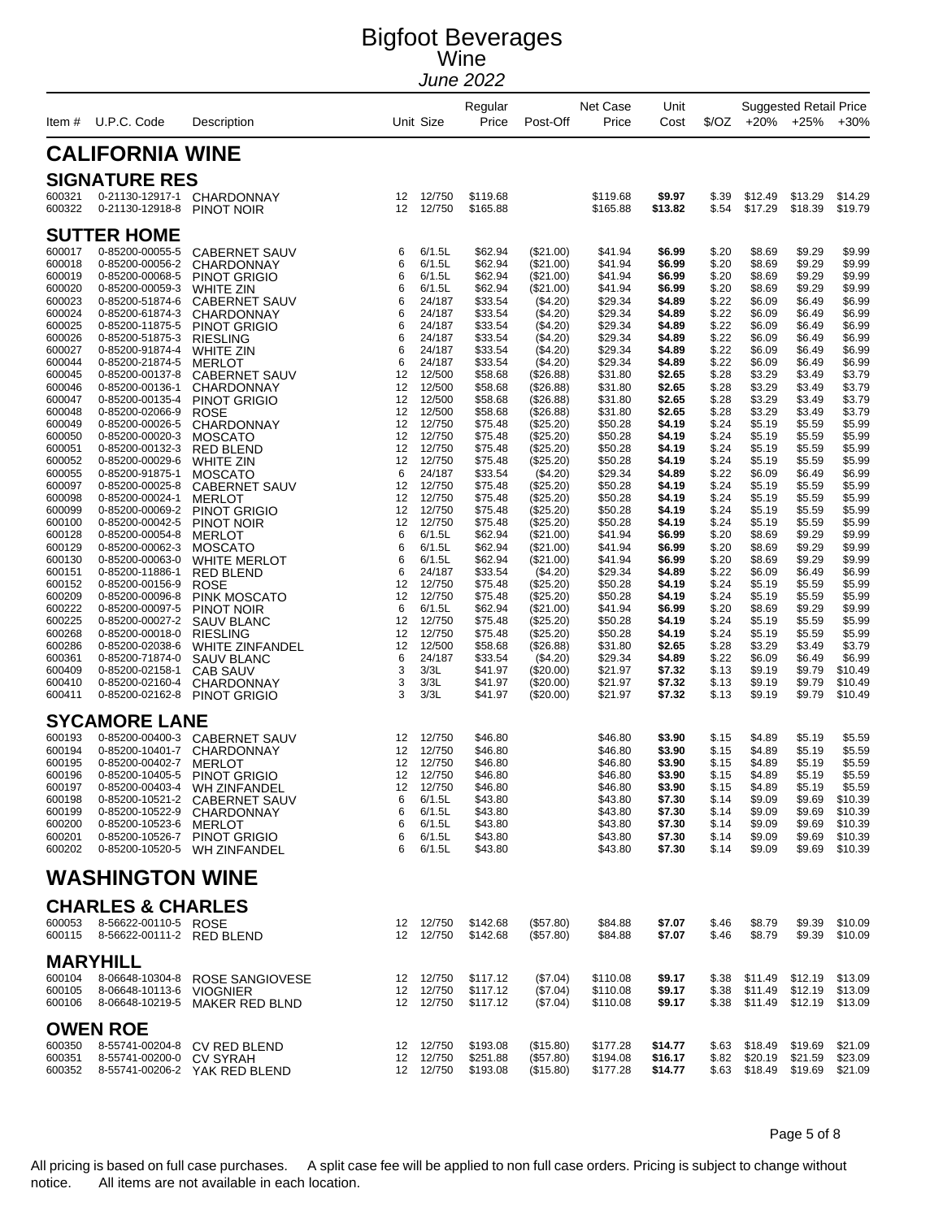# Bigfoot Beverages
## Wine
*June 2022*

| Item # | U.P.C. Code | Description | Unit | Size | Regular Price | Post-Off | Net Case Price | Unit Cost | $/OZ | Suggested Retail Price +20% | +25% | +30% |
|---|---|---|---|---|---|---|---|---|---|---|---|---|

## CALIFORNIA WINE

### SIGNATURE RES

| Item # | U.P.C. Code | Description | Unit | Size | Regular Price | Post-Off | Net Case Price | Unit Cost | $/OZ | +20% | +25% | +30% |
|---|---|---|---|---|---|---|---|---|---|---|---|---|
| 600321 | 0-21130-12917-1 | CHARDONNAY | 12 | 12/750 | $119.68 | | $119.68 | **$9.97** | $.39 | $12.49 | $13.29 | $14.29 |
| 600322 | 0-21130-12918-8 | PINOT NOIR | 12 | 12/750 | $165.88 | | $165.88 | **$13.82** | $.54 | $17.29 | $18.39 | $19.79 |

### SUTTER HOME

| Item # | U.P.C. Code | Description | Unit | Size | Regular Price | Post-Off | Net Case Price | Unit Cost | $/OZ | +20% | +25% | +30% |
|---|---|---|---|---|---|---|---|---|---|---|---|---|
| 600017 | 0-85200-00055-5 | CABERNET SAUV | 6 | 6/1.5L | $62.94 | ($21.00) | $41.94 | **$6.99** | $.20 | $8.69 | $9.29 | $9.99 |
| 600018 | 0-85200-00056-2 | CHARDONNAY | 6 | 6/1.5L | $62.94 | ($21.00) | $41.94 | **$6.99** | $.20 | $8.69 | $9.29 | $9.99 |
| 600019 | 0-85200-00068-5 | PINOT GRIGIO | 6 | 6/1.5L | $62.94 | ($21.00) | $41.94 | **$6.99** | $.20 | $8.69 | $9.29 | $9.99 |
| 600020 | 0-85200-00059-3 | WHITE ZIN | 6 | 6/1.5L | $62.94 | ($21.00) | $41.94 | **$6.99** | $.20 | $8.69 | $9.29 | $9.99 |
| 600023 | 0-85200-51874-6 | CABERNET SAUV | 6 | 24/187 | $33.54 | ($4.20) | $29.34 | **$4.89** | $.22 | $6.09 | $6.49 | $6.99 |
| 600024 | 0-85200-61874-3 | CHARDONNAY | 6 | 24/187 | $33.54 | ($4.20) | $29.34 | **$4.89** | $.22 | $6.09 | $6.49 | $6.99 |
| 600025 | 0-85200-11875-5 | PINOT GRIGIO | 6 | 24/187 | $33.54 | ($4.20) | $29.34 | **$4.89** | $.22 | $6.09 | $6.49 | $6.99 |
| 600026 | 0-85200-51875-3 | RIESLING | 6 | 24/187 | $33.54 | ($4.20) | $29.34 | **$4.89** | $.22 | $6.09 | $6.49 | $6.99 |
| 600027 | 0-85200-91874-4 | WHITE ZIN | 6 | 24/187 | $33.54 | ($4.20) | $29.34 | **$4.89** | $.22 | $6.09 | $6.49 | $6.99 |
| 600044 | 0-85200-21874-5 | MERLOT | 6 | 24/187 | $33.54 | ($4.20) | $29.34 | **$4.89** | $.22 | $6.09 | $6.49 | $6.99 |
| 600045 | 0-85200-00137-8 | CABERNET SAUV | 12 | 12/500 | $58.68 | ($26.88) | $31.80 | **$2.65** | $.28 | $3.29 | $3.49 | $3.79 |
| 600046 | 0-85200-00136-1 | CHARDONNAY | 12 | 12/500 | $58.68 | ($26.88) | $31.80 | **$2.65** | $.28 | $3.29 | $3.49 | $3.79 |
| 600047 | 0-85200-00135-4 | PINOT GRIGIO | 12 | 12/500 | $58.68 | ($26.88) | $31.80 | **$2.65** | $.28 | $3.29 | $3.49 | $3.79 |
| 600048 | 0-85200-02066-9 | ROSE | 12 | 12/500 | $58.68 | ($26.88) | $31.80 | **$2.65** | $.28 | $3.29 | $3.49 | $3.79 |
| 600049 | 0-85200-00026-5 | CHARDONNAY | 12 | 12/750 | $75.48 | ($25.20) | $50.28 | **$4.19** | $.24 | $5.19 | $5.59 | $5.99 |
| 600050 | 0-85200-00020-3 | MOSCATO | 12 | 12/750 | $75.48 | ($25.20) | $50.28 | **$4.19** | $.24 | $5.19 | $5.59 | $5.99 |
| 600051 | 0-85200-00132-3 | RED BLEND | 12 | 12/750 | $75.48 | ($25.20) | $50.28 | **$4.19** | $.24 | $5.19 | $5.59 | $5.99 |
| 600052 | 0-85200-00029-6 | WHITE ZIN | 12 | 12/750 | $75.48 | ($25.20) | $50.28 | **$4.19** | $.24 | $5.19 | $5.59 | $5.99 |
| 600055 | 0-85200-91875-1 | MOSCATO | 6 | 24/187 | $33.54 | ($4.20) | $29.34 | **$4.89** | $.22 | $6.09 | $6.49 | $6.99 |
| 600097 | 0-85200-00025-8 | CABERNET SAUV | 12 | 12/750 | $75.48 | ($25.20) | $50.28 | **$4.19** | $.24 | $5.19 | $5.59 | $5.99 |
| 600098 | 0-85200-00024-1 | MERLOT | 12 | 12/750 | $75.48 | ($25.20) | $50.28 | **$4.19** | $.24 | $5.19 | $5.59 | $5.99 |
| 600099 | 0-85200-00069-2 | PINOT GRIGIO | 12 | 12/750 | $75.48 | ($25.20) | $50.28 | **$4.19** | $.24 | $5.19 | $5.59 | $5.99 |
| 600100 | 0-85200-00042-5 | PINOT NOIR | 12 | 12/750 | $75.48 | ($25.20) | $50.28 | **$4.19** | $.24 | $5.19 | $5.59 | $5.99 |
| 600128 | 0-85200-00054-8 | MERLOT | 6 | 6/1.5L | $62.94 | ($21.00) | $41.94 | **$6.99** | $.20 | $8.69 | $9.29 | $9.99 |
| 600129 | 0-85200-00062-3 | MOSCATO | 6 | 6/1.5L | $62.94 | ($21.00) | $41.94 | **$6.99** | $.20 | $8.69 | $9.29 | $9.99 |
| 600130 | 0-85200-00063-0 | WHITE MERLOT | 6 | 6/1.5L | $62.94 | ($21.00) | $41.94 | **$6.99** | $.20 | $8.69 | $9.29 | $9.99 |
| 600151 | 0-85200-11886-1 | RED BLEND | 6 | 24/187 | $33.54 | ($4.20) | $29.34 | **$4.89** | $.22 | $6.09 | $6.49 | $6.99 |
| 600152 | 0-85200-00156-9 | ROSE | 12 | 12/750 | $75.48 | ($25.20) | $50.28 | **$4.19** | $.24 | $5.19 | $5.59 | $5.99 |
| 600209 | 0-85200-00096-8 | PINK MOSCATO | 12 | 12/750 | $75.48 | ($25.20) | $50.28 | **$4.19** | $.24 | $5.19 | $5.59 | $5.99 |
| 600222 | 0-85200-00097-5 | PINOT NOIR | 6 | 6/1.5L | $62.94 | ($21.00) | $41.94 | **$6.99** | $.20 | $8.69 | $9.29 | $9.99 |
| 600225 | 0-85200-00027-2 | SAUV BLANC | 12 | 12/750 | $75.48 | ($25.20) | $50.28 | **$4.19** | $.24 | $5.19 | $5.59 | $5.99 |
| 600268 | 0-85200-00018-0 | RIESLING | 12 | 12/750 | $75.48 | ($25.20) | $50.28 | **$4.19** | $.24 | $5.19 | $5.59 | $5.99 |
| 600286 | 0-85200-02038-6 | WHITE ZINFANDEL | 12 | 12/500 | $58.68 | ($26.88) | $31.80 | **$2.65** | $.28 | $3.29 | $3.49 | $3.79 |
| 600361 | 0-85200-71874-0 | SAUV BLANC | 6 | 24/187 | $33.54 | ($4.20) | $29.34 | **$4.89** | $.22 | $6.09 | $6.49 | $6.99 |
| 600409 | 0-85200-02158-1 | CAB SAUV | 3 | 3/3L | $41.97 | ($20.00) | $21.97 | **$7.32** | $.13 | $9.19 | $9.79 | $10.49 |
| 600410 | 0-85200-02160-4 | CHARDONNAY | 3 | 3/3L | $41.97 | ($20.00) | $21.97 | **$7.32** | $.13 | $9.19 | $9.79 | $10.49 |
| 600411 | 0-85200-02162-8 | PINOT GRIGIO | 3 | 3/3L | $41.97 | ($20.00) | $21.97 | **$7.32** | $.13 | $9.19 | $9.79 | $10.49 |

### SYCAMORE LANE

| Item # | U.P.C. Code | Description | Unit | Size | Regular Price | Post-Off | Net Case Price | Unit Cost | $/OZ | +20% | +25% | +30% |
|---|---|---|---|---|---|---|---|---|---|---|---|---|
| 600193 | 0-85200-00400-3 | CABERNET SAUV | 12 | 12/750 | $46.80 | | $46.80 | **$3.90** | $.15 | $4.89 | $5.19 | $5.59 |
| 600194 | 0-85200-10401-7 | CHARDONNAY | 12 | 12/750 | $46.80 | | $46.80 | **$3.90** | $.15 | $4.89 | $5.19 | $5.59 |
| 600195 | 0-85200-00402-7 | MERLOT | 12 | 12/750 | $46.80 | | $46.80 | **$3.90** | $.15 | $4.89 | $5.19 | $5.59 |
| 600196 | 0-85200-10405-5 | PINOT GRIGIO | 12 | 12/750 | $46.80 | | $46.80 | **$3.90** | $.15 | $4.89 | $5.19 | $5.59 |
| 600197 | 0-85200-00403-4 | WH ZINFANDEL | 12 | 12/750 | $46.80 | | $46.80 | **$3.90** | $.15 | $4.89 | $5.19 | $5.59 |
| 600198 | 0-85200-10521-2 | CABERNET SAUV | 6 | 6/1.5L | $43.80 | | $43.80 | **$7.30** | $.14 | $9.09 | $9.69 | $10.39 |
| 600199 | 0-85200-10522-9 | CHARDONNAY | 6 | 6/1.5L | $43.80 | | $43.80 | **$7.30** | $.14 | $9.09 | $9.69 | $10.39 |
| 600200 | 0-85200-10523-6 | MERLOT | 6 | 6/1.5L | $43.80 | | $43.80 | **$7.30** | $.14 | $9.09 | $9.69 | $10.39 |
| 600201 | 0-85200-10526-7 | PINOT GRIGIO | 6 | 6/1.5L | $43.80 | | $43.80 | **$7.30** | $.14 | $9.09 | $9.69 | $10.39 |
| 600202 | 0-85200-10520-5 | WH ZINFANDEL | 6 | 6/1.5L | $43.80 | | $43.80 | **$7.30** | $.14 | $9.09 | $9.69 | $10.39 |

## WASHINGTON WINE

### CHARLES & CHARLES

| Item # | U.P.C. Code | Description | Unit | Size | Regular Price | Post-Off | Net Case Price | Unit Cost | $/OZ | +20% | +25% | +30% |
|---|---|---|---|---|---|---|---|---|---|---|---|---|
| 600053 | 8-56622-00110-5 | ROSE | 12 | 12/750 | $142.68 | ($57.80) | $84.88 | **$7.07** | $.46 | $8.79 | $9.39 | $10.09 |
| 600115 | 8-56622-00111-2 | RED BLEND | 12 | 12/750 | $142.68 | ($57.80) | $84.88 | **$7.07** | $.46 | $8.79 | $9.39 | $10.09 |

### MARYHILL

| Item # | U.P.C. Code | Description | Unit | Size | Regular Price | Post-Off | Net Case Price | Unit Cost | $/OZ | +20% | +25% | +30% |
|---|---|---|---|---|---|---|---|---|---|---|---|---|
| 600104 | 8-06648-10304-8 | ROSE SANGIOVESE | 12 | 12/750 | $117.12 | ($7.04) | $110.08 | **$9.17** | $.38 | $11.49 | $12.19 | $13.09 |
| 600105 | 8-06648-10113-6 | VIOGNIER | 12 | 12/750 | $117.12 | ($7.04) | $110.08 | **$9.17** | $.38 | $11.49 | $12.19 | $13.09 |
| 600106 | 8-06648-10219-5 | MAKER RED BLND | 12 | 12/750 | $117.12 | ($7.04) | $110.08 | **$9.17** | $.38 | $11.49 | $12.19 | $13.09 |

### OWEN ROE

| Item # | U.P.C. Code | Description | Unit | Size | Regular Price | Post-Off | Net Case Price | Unit Cost | $/OZ | +20% | +25% | +30% |
|---|---|---|---|---|---|---|---|---|---|---|---|---|
| 600350 | 8-55741-00204-8 | CV RED BLEND | 12 | 12/750 | $193.08 | ($15.80) | $177.28 | **$14.77** | $.63 | $18.49 | $19.69 | $21.09 |
| 600351 | 8-55741-00200-0 | CV SYRAH | 12 | 12/750 | $251.88 | ($57.80) | $194.08 | **$16.17** | $.82 | $20.19 | $21.59 | $23.09 |
| 600352 | 8-55741-00206-2 | YAK RED BLEND | 12 | 12/750 | $193.08 | ($15.80) | $177.28 | **$14.77** | $.63 | $18.49 | $19.69 | $21.09 |

All pricing is based on full case purchases. A split case fee will be applied to non full case orders. Pricing is subject to change without notice. All items are not available in each location.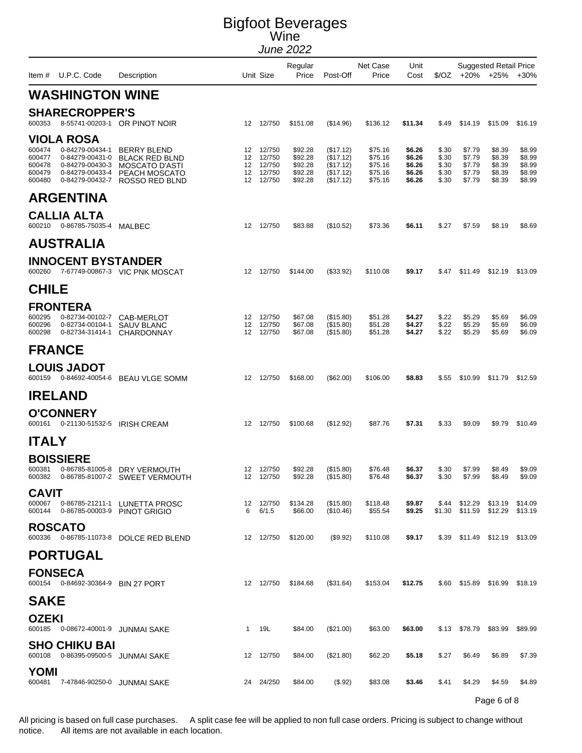# Bigfoot Beverages
## Wine
*June 2022*

| Item # | U.P.C. Code | Description | Unit | Size | Regular Price | Post-Off | Net Case Price | Unit Cost | $/OZ | Suggested Retail Price +20% | +25% | +30% |
|---|---|---|---|---|---|---|---|---|---|---|---|---|
| **WASHINGTON WINE** | | | | | | | | | | | | |
| **SHARECROPPER'S** | | | | | | | | | | | | |
| 600353 | 8-55741-00203-1 | OR PINOT NOIR | 12 | 12/750 | $151.08 | ($14.96) | $136.12 | **$11.34** | $.49 | $14.19 | $15.09 | $16.19 |
| **VIOLA ROSA** | | | | | | | | | | | | |
| 600474 | 0-84279-00434-1 | BERRY BLEND | 12 | 12/750 | $92.28 | ($17.12) | $75.16 | **$6.26** | $.30 | $7.79 | $8.39 | $8.99 |
| 600477 | 0-84279-00431-0 | BLACK RED BLND | 12 | 12/750 | $92.28 | ($17.12) | $75.16 | **$6.26** | $.30 | $7.79 | $8.39 | $8.99 |
| 600478 | 0-84279-00430-3 | MOSCATO D'ASTI | 12 | 12/750 | $92.28 | ($17.12) | $75.16 | **$6.26** | $.30 | $7.79 | $8.39 | $8.99 |
| 600479 | 0-84279-00433-4 | PEACH MOSCATO | 12 | 12/750 | $92.28 | ($17.12) | $75.16 | **$6.26** | $.30 | $7.79 | $8.39 | $8.99 |
| 600480 | 0-84279-00432-7 | ROSSO RED BLND | 12 | 12/750 | $92.28 | ($17.12) | $75.16 | **$6.26** | $.30 | $7.79 | $8.39 | $8.99 |
| **ARGENTINA** | | | | | | | | | | | | |
| **CALLIA ALTA** | | | | | | | | | | | | |
| 600210 | 0-86785-75035-4 | MALBEC | 12 | 12/750 | $83.88 | ($10.52) | $73.36 | **$6.11** | $.27 | $7.59 | $8.19 | $8.69 |
| **AUSTRALIA** | | | | | | | | | | | | |
| **INNOCENT BYSTANDER** | | | | | | | | | | | | |
| 600260 | 7-67749-00867-3 | VIC PNK MOSCAT | 12 | 12/750 | $144.00 | ($33.92) | $110.08 | **$9.17** | $.47 | $11.49 | $12.19 | $13.09 |
| **CHILE** | | | | | | | | | | | | |
| **FRONTERA** | | | | | | | | | | | | |
| 600295 | 0-82734-00102-7 | CAB-MERLOT | 12 | 12/750 | $67.08 | ($15.80) | $51.28 | **$4.27** | $.22 | $5.29 | $5.69 | $6.09 |
| 600296 | 0-82734-00104-1 | SAUV BLANC | 12 | 12/750 | $67.08 | ($15.80) | $51.28 | **$4.27** | $.22 | $5.29 | $5.69 | $6.09 |
| 600298 | 0-82734-31414-1 | CHARDONNAY | 12 | 12/750 | $67.08 | ($15.80) | $51.28 | **$4.27** | $.22 | $5.29 | $5.69 | $6.09 |
| **FRANCE** | | | | | | | | | | | | |
| **LOUIS JADOT** | | | | | | | | | | | | |
| 600159 | 0-84692-40054-6 | BEAU VLGE SOMM | 12 | 12/750 | $168.00 | ($62.00) | $106.00 | **$8.83** | $.55 | $10.99 | $11.79 | $12.59 |
| **IRELAND** | | | | | | | | | | | | |
| **O'CONNERY** | | | | | | | | | | | | |
| 600161 | 0-21130-51532-5 | IRISH CREAM | 12 | 12/750 | $100.68 | ($12.92) | $87.76 | **$7.31** | $.33 | $9.09 | $9.79 | $10.49 |
| **ITALY** | | | | | | | | | | | | |
| **BOISSIERE** | | | | | | | | | | | | |
| 600381 | 0-86785-81005-8 | DRY VERMOUTH | 12 | 12/750 | $92.28 | ($15.80) | $76.48 | **$6.37** | $.30 | $7.99 | $8.49 | $9.09 |
| 600382 | 0-86785-81007-2 | SWEET VERMOUTH | 12 | 12/750 | $92.28 | ($15.80) | $76.48 | **$6.37** | $.30 | $7.99 | $8.49 | $9.09 |
| **CAVIT** | | | | | | | | | | | | |
| 600067 | 0-86785-21211-1 | LUNETTA PROSC | 12 | 12/750 | $134.28 | ($15.80) | $118.48 | **$9.87** | $.44 | $12.29 | $13.19 | $14.09 |
| 600144 | 0-86785-00003-9 | PINOT GRIGIO | 6 | 6/1.5 | $66.00 | ($10.46) | $55.54 | **$9.25** | $1.30 | $11.59 | $12.29 | $13.19 |
| **ROSCATO** | | | | | | | | | | | | |
| 600336 | 0-86785-11073-8 | DOLCE RED BLEND | 12 | 12/750 | $120.00 | ($9.92) | $110.08 | **$9.17** | $.39 | $11.49 | $12.19 | $13.09 |
| **PORTUGAL** | | | | | | | | | | | | |
| **FONSECA** | | | | | | | | | | | | |
| 600154 | 0-84692-30364-9 | BIN 27 PORT | 12 | 12/750 | $184.68 | ($31.64) | $153.04 | **$12.75** | $.60 | $15.89 | $16.99 | $18.19 |
| **SAKE** | | | | | | | | | | | | |
| **OZEKI** | | | | | | | | | | | | |
| 600185 | 0-08672-40001-9 | JUNMAI SAKE | 1 | 19L | $84.00 | ($21.00) | $63.00 | **$63.00** | $.13 | $78.79 | $83.99 | $89.99 |
| **SHO CHIKU BAI** | | | | | | | | | | | | |
| 600108 | 0-86395-09500-5 | JUNMAI SAKE | 12 | 12/750 | $84.00 | ($21.80) | $62.20 | **$5.18** | $.27 | $6.49 | $6.89 | $7.39 |
| **YOMI** | | | | | | | | | | | | |
| 600481 | 7-47846-90250-0 | JUNMAI SAKE | 24 | 24/250 | $84.00 | ($.92) | $83.08 | **$3.46** | $.41 | $4.29 | $4.59 | $4.89 |

All pricing is based on full case purchases. A split case fee will be applied to non full case orders. Pricing is subject to change without notice. All items are not available in each location.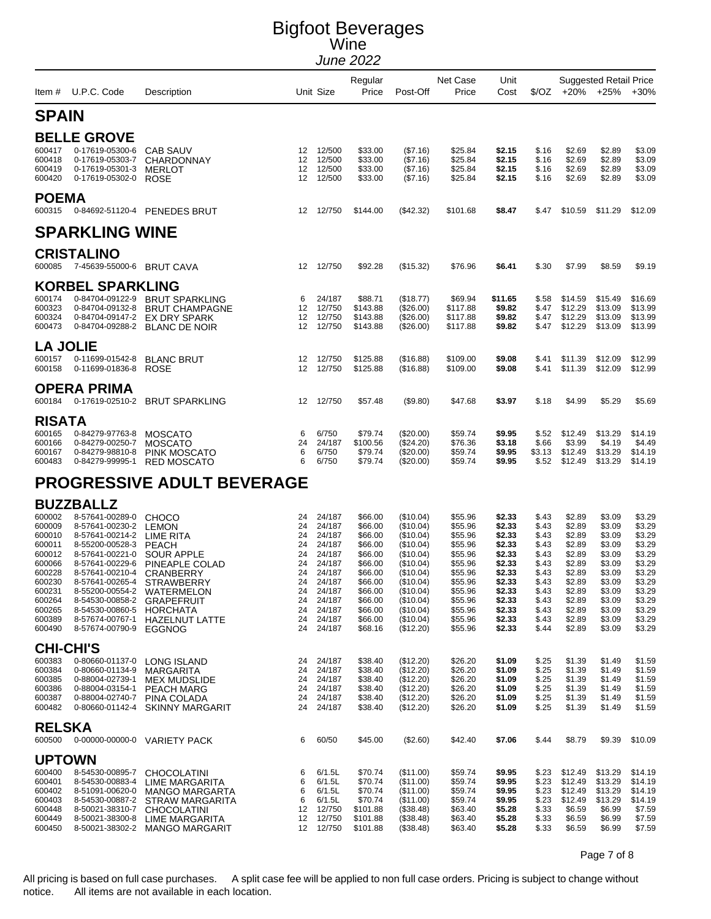# Bigfoot Beverages
## Wine
*June 2022*

| Item # | U.P.C. Code | Description | Unit | Size | Regular Price | Post-Off | Net Case Price | Unit Cost | $/OZ | +20% | +25% | +30% |
|---|---|---|---|---|---|---|---|---|---|---|---|---|
| **SPAIN** | | | | | | | | | | | | |
| **BELLE GROVE** | | | | | | | | | | | | |
| 600417 | 0-17619-05300-6 | CAB SAUV | 12 | 12/500 | $33.00 | ($7.16) | $25.84 | **$2.15** | $.16 | $2.69 | $2.89 | $3.09 |
| 600418 | 0-17619-05303-7 | CHARDONNAY | 12 | 12/500 | $33.00 | ($7.16) | $25.84 | **$2.15** | $.16 | $2.69 | $2.89 | $3.09 |
| 600419 | 0-17619-05301-3 | MERLOT | 12 | 12/500 | $33.00 | ($7.16) | $25.84 | **$2.15** | $.16 | $2.69 | $2.89 | $3.09 |
| 600420 | 0-17619-05302-0 | ROSE | 12 | 12/500 | $33.00 | ($7.16) | $25.84 | **$2.15** | $.16 | $2.69 | $2.89 | $3.09 |
| **POEMA** | | | | | | | | | | | | |
| 600315 | 0-84692-51120-4 | PENEDES BRUT | 12 | 12/750 | $144.00 | ($42.32) | $101.68 | **$8.47** | $.47 | $10.59 | $11.29 | $12.09 |
| **SPARKLING WINE** | | | | | | | | | | | | |
| **CRISTALINO** | | | | | | | | | | | | |
| 600085 | 7-45639-55000-6 | BRUT CAVA | 12 | 12/750 | $92.28 | ($15.32) | $76.96 | **$6.41** | $.30 | $7.99 | $8.59 | $9.19 |
| **KORBEL SPARKLING** | | | | | | | | | | | | |
| 600174 | 0-84704-09122-9 | BRUT SPARKLING | 6 | 24/187 | $88.71 | ($18.77) | $69.94 | **$11.65** | $.58 | $14.59 | $15.49 | $16.69 |
| 600323 | 0-84704-09132-8 | BRUT CHAMPAGNE | 12 | 12/750 | $143.88 | ($26.00) | $117.88 | **$9.82** | $.47 | $12.29 | $13.09 | $13.99 |
| 600324 | 0-84704-09147-2 | EX DRY SPARK | 12 | 12/750 | $143.88 | ($26.00) | $117.88 | **$9.82** | $.47 | $12.29 | $13.09 | $13.99 |
| 600473 | 0-84704-09288-2 | BLANC DE NOIR | 12 | 12/750 | $143.88 | ($26.00) | $117.88 | **$9.82** | $.47 | $12.29 | $13.09 | $13.99 |
| **LA JOLIE** | | | | | | | | | | | | |
| 600157 | 0-11699-01542-8 | BLANC BRUT | 12 | 12/750 | $125.88 | ($16.88) | $109.00 | **$9.08** | $.41 | $11.39 | $12.09 | $12.99 |
| 600158 | 0-11699-01836-8 | ROSE | 12 | 12/750 | $125.88 | ($16.88) | $109.00 | **$9.08** | $.41 | $11.39 | $12.09 | $12.99 |
| **OPERA PRIMA** | | | | | | | | | | | | |
| 600184 | 0-17619-02510-2 | BRUT SPARKLING | 12 | 12/750 | $57.48 | ($9.80) | $47.68 | **$3.97** | $.18 | $4.99 | $5.29 | $5.69 |
| **RISATA** | | | | | | | | | | | | |
| 600165 | 0-84279-97763-8 | MOSCATO | 6 | 6/750 | $79.74 | ($20.00) | $59.74 | **$9.95** | $.52 | $12.49 | $13.29 | $14.19 |
| 600166 | 0-84279-00250-7 | MOSCATO | 24 | 24/187 | $100.56 | ($24.20) | $76.36 | **$3.18** | $.66 | $3.99 | $4.19 | $4.49 |
| 600167 | 0-84279-98810-8 | PINK MOSCATO | 6 | 6/750 | $79.74 | ($20.00) | $59.74 | **$9.95** | $3.13 | $12.49 | $13.29 | $14.19 |
| 600483 | 0-84279-99995-1 | RED MOSCATO | 6 | 6/750 | $79.74 | ($20.00) | $59.74 | **$9.95** | $.52 | $12.49 | $13.29 | $14.19 |
| **PROGRESSIVE ADULT BEVERAGE** | | | | | | | | | | | | |
| **BUZZBALLZ** | | | | | | | | | | | | |
| 600002 | 8-57641-00289-0 | CHOCO | 24 | 24/187 | $66.00 | ($10.04) | $55.96 | **$2.33** | $.43 | $2.89 | $3.09 | $3.29 |
| 600009 | 8-57641-00230-2 | LEMON | 24 | 24/187 | $66.00 | ($10.04) | $55.96 | **$2.33** | $.43 | $2.89 | $3.09 | $3.29 |
| 600010 | 8-57641-00214-2 | LIME RITA | 24 | 24/187 | $66.00 | ($10.04) | $55.96 | **$2.33** | $.43 | $2.89 | $3.09 | $3.29 |
| 600011 | 8-55200-00528-3 | PEACH | 24 | 24/187 | $66.00 | ($10.04) | $55.96 | **$2.33** | $.43 | $2.89 | $3.09 | $3.29 |
| 600012 | 8-57641-00221-0 | SOUR APPLE | 24 | 24/187 | $66.00 | ($10.04) | $55.96 | **$2.33** | $.43 | $2.89 | $3.09 | $3.29 |
| 600066 | 8-57641-00229-6 | PINEAPLE COLAD | 24 | 24/187 | $66.00 | ($10.04) | $55.96 | **$2.33** | $.43 | $2.89 | $3.09 | $3.29 |
| 600228 | 8-57641-00210-4 | CRANBERRY | 24 | 24/187 | $66.00 | ($10.04) | $55.96 | **$2.33** | $.43 | $2.89 | $3.09 | $3.29 |
| 600230 | 8-57641-00265-4 | STRAWBERRY | 24 | 24/187 | $66.00 | ($10.04) | $55.96 | **$2.33** | $.43 | $2.89 | $3.09 | $3.29 |
| 600231 | 8-55200-00554-2 | WATERMELON | 24 | 24/187 | $66.00 | ($10.04) | $55.96 | **$2.33** | $.43 | $2.89 | $3.09 | $3.29 |
| 600264 | 8-54530-00858-2 | GRAPEFRUIT | 24 | 24/187 | $66.00 | ($10.04) | $55.96 | **$2.33** | $.43 | $2.89 | $3.09 | $3.29 |
| 600265 | 8-54530-00860-5 | HORCHATA | 24 | 24/187 | $66.00 | ($10.04) | $55.96 | **$2.33** | $.43 | $2.89 | $3.09 | $3.29 |
| 600389 | 8-57674-00767-1 | HAZELNUT LATTE | 24 | 24/187 | $66.00 | ($10.04) | $55.96 | **$2.33** | $.43 | $2.89 | $3.09 | $3.29 |
| 600490 | 8-57674-00790-9 | EGGNOG | 24 | 24/187 | $68.16 | ($12.20) | $55.96 | **$2.33** | $.44 | $2.89 | $3.09 | $3.29 |
| **CHI-CHI'S** | | | | | | | | | | | | |
| 600383 | 0-80660-01137-0 | LONG ISLAND | 24 | 24/187 | $38.40 | ($12.20) | $26.20 | **$1.09** | $.25 | $1.39 | $1.49 | $1.59 |
| 600384 | 0-80660-01134-9 | MARGARITA | 24 | 24/187 | $38.40 | ($12.20) | $26.20 | **$1.09** | $.25 | $1.39 | $1.49 | $1.59 |
| 600385 | 0-88004-02739-1 | MEX MUDSLIDE | 24 | 24/187 | $38.40 | ($12.20) | $26.20 | **$1.09** | $.25 | $1.39 | $1.49 | $1.59 |
| 600386 | 0-88004-03154-1 | PEACH MARG | 24 | 24/187 | $38.40 | ($12.20) | $26.20 | **$1.09** | $.25 | $1.39 | $1.49 | $1.59 |
| 600387 | 0-88004-02740-7 | PINA COLADA | 24 | 24/187 | $38.40 | ($12.20) | $26.20 | **$1.09** | $.25 | $1.39 | $1.49 | $1.59 |
| 600482 | 0-80660-01142-4 | SKINNY MARGARIT | 24 | 24/187 | $38.40 | ($12.20) | $26.20 | **$1.09** | $.25 | $1.39 | $1.49 | $1.59 |
| **RELSKA** | | | | | | | | | | | | |
| 600500 | 0-00000-00000-0 | VARIETY PACK | 6 | 60/50 | $45.00 | ($2.60) | $42.40 | **$7.06** | $.44 | $8.79 | $9.39 | $10.09 |
| **UPTOWN** | | | | | | | | | | | | |
| 600400 | 8-54530-00895-7 | CHOCOLATINI | 6 | 6/1.5L | $70.74 | ($11.00) | $59.74 | **$9.95** | $.23 | $12.49 | $13.29 | $14.19 |
| 600401 | 8-54530-00883-4 | LIME MARGARITA | 6 | 6/1.5L | $70.74 | ($11.00) | $59.74 | **$9.95** | $.23 | $12.49 | $13.29 | $14.19 |
| 600402 | 8-51091-00620-0 | MANGO MARGARITA | 6 | 6/1.5L | $70.74 | ($11.00) | $59.74 | **$9.95** | $.23 | $12.49 | $13.29 | $14.19 |
| 600403 | 8-54530-00887-2 | STRAW MARGARITA | 6 | 6/1.5L | $70.74 | ($11.00) | $59.74 | **$9.95** | $.23 | $12.49 | $13.29 | $14.19 |
| 600448 | 8-50021-38310-7 | CHOCOLATINI | 12 | 12/750 | $101.88 | ($38.48) | $63.40 | **$5.28** | $.33 | $6.59 | $6.99 | $7.59 |
| 600449 | 8-50021-38300-8 | LIME MARGARITA | 12 | 12/750 | $101.88 | ($38.48) | $63.40 | **$5.28** | $.33 | $6.59 | $6.99 | $7.59 |
| 600450 | 8-50021-38302-2 | MANGO MARGARIT | 12 | 12/750 | $101.88 | ($38.48) | $63.40 | **$5.28** | $.33 | $6.59 | $6.99 | $7.59 |

Note: The last three columns (+20%, +25%, +30%) are under the heading "Suggested Retail Price".

All pricing is based on full case purchases. A split case fee will be applied to non full case orders. Pricing is subject to change without notice. All items are not available in each location.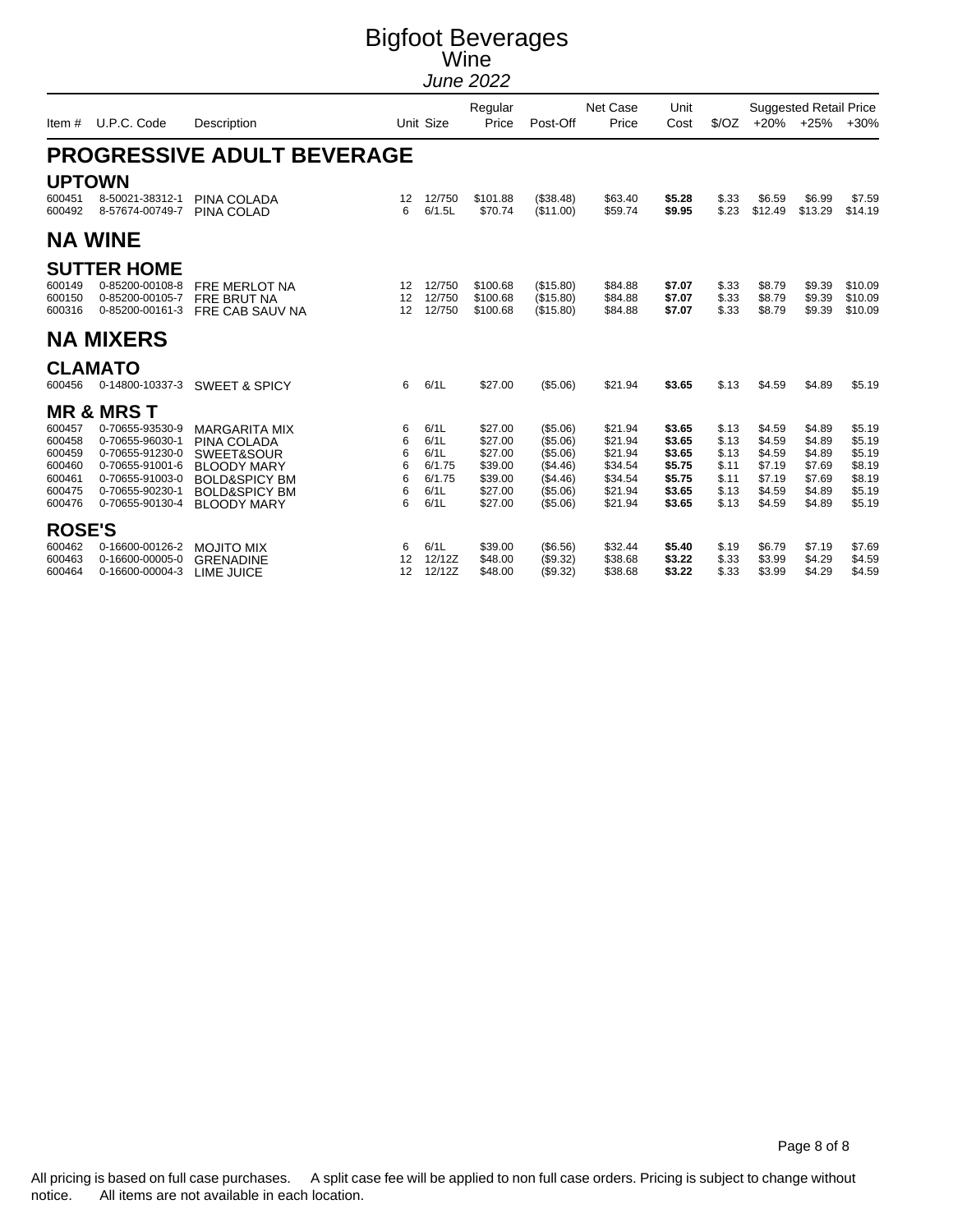# Bigfoot Beverages
## Wine
*June 2022*

| Item # | U.P.C. Code | Description | Unit | Size | Regular Price | Post-Off | Net Case Price | Unit Cost | $/OZ | Suggested Retail Price +20% | +25% | +30% |
|---|---|---|---|---|---|---|---|---|---|---|---|---|

## PROGRESSIVE ADULT BEVERAGE

### UPTOWN

| Item # | U.P.C. Code | Description | Unit | Size | Regular Price | Post-Off | Net Case Price | Unit Cost | $/OZ | +20% | +25% | +30% |
|---|---|---|---|---|---|---|---|---|---|---|---|---|
| 600451 | 8-50021-38312-1 | PINA COLADA | 12 | 12/750 | $101.88 | ($38.48) | $63.40 | **$5.28** | $.33 | $6.59 | $6.99 | $7.59 |
| 600492 | 8-57674-00749-7 | PINA COLAD | 6 | 6/1.5L | $70.74 | ($11.00) | $59.74 | **$9.95** | $.23 | $12.49 | $13.29 | $14.19 |

## NA WINE

### SUTTER HOME

| Item # | U.P.C. Code | Description | Unit | Size | Regular Price | Post-Off | Net Case Price | Unit Cost | $/OZ | +20% | +25% | +30% |
|---|---|---|---|---|---|---|---|---|---|---|---|---|
| 600149 | 0-85200-00108-8 | FRE MERLOT NA | 12 | 12/750 | $100.68 | ($15.80) | $84.88 | **$7.07** | $.33 | $8.79 | $9.39 | $10.09 |
| 600150 | 0-85200-00105-7 | FRE BRUT NA | 12 | 12/750 | $100.68 | ($15.80) | $84.88 | **$7.07** | $.33 | $8.79 | $9.39 | $10.09 |
| 600316 | 0-85200-00161-3 | FRE CAB SAUV NA | 12 | 12/750 | $100.68 | ($15.80) | $84.88 | **$7.07** | $.33 | $8.79 | $9.39 | $10.09 |

## NA MIXERS

### CLAMATO

| Item # | U.P.C. Code | Description | Unit | Size | Regular Price | Post-Off | Net Case Price | Unit Cost | $/OZ | +20% | +25% | +30% |
|---|---|---|---|---|---|---|---|---|---|---|---|---|
| 600456 | 0-14800-10337-3 | SWEET & SPICY | 6 | 6/1L | $27.00 | ($5.06) | $21.94 | **$3.65** | $.13 | $4.59 | $4.89 | $5.19 |

### MR & MRS T

| Item # | U.P.C. Code | Description | Unit | Size | Regular Price | Post-Off | Net Case Price | Unit Cost | $/OZ | +20% | +25% | +30% |
|---|---|---|---|---|---|---|---|---|---|---|---|---|
| 600457 | 0-70655-93530-9 | MARGARITA MIX | 6 | 6/1L | $27.00 | ($5.06) | $21.94 | **$3.65** | $.13 | $4.59 | $4.89 | $5.19 |
| 600458 | 0-70655-96030-1 | PINA COLADA | 6 | 6/1L | $27.00 | ($5.06) | $21.94 | **$3.65** | $.13 | $4.59 | $4.89 | $5.19 |
| 600459 | 0-70655-91230-0 | SWEET&SOUR | 6 | 6/1L | $27.00 | ($5.06) | $21.94 | **$3.65** | $.13 | $4.59 | $4.89 | $5.19 |
| 600460 | 0-70655-91001-6 | BLOODY MARY | 6 | 6/1.75 | $39.00 | ($4.46) | $34.54 | **$5.75** | $.11 | $7.19 | $7.69 | $8.19 |
| 600461 | 0-70655-91003-0 | BOLD&SPICY BM | 6 | 6/1.75 | $39.00 | ($4.46) | $34.54 | **$5.75** | $.11 | $7.19 | $7.69 | $8.19 |
| 600475 | 0-70655-90230-1 | BOLD&SPICY BM | 6 | 6/1L | $27.00 | ($5.06) | $21.94 | **$3.65** | $.13 | $4.59 | $4.89 | $5.19 |
| 600476 | 0-70655-90130-4 | BLOODY MARY | 6 | 6/1L | $27.00 | ($5.06) | $21.94 | **$3.65** | $.13 | $4.59 | $4.89 | $5.19 |

### ROSE'S

| Item # | U.P.C. Code | Description | Unit | Size | Regular Price | Post-Off | Net Case Price | Unit Cost | $/OZ | +20% | +25% | +30% |
|---|---|---|---|---|---|---|---|---|---|---|---|---|
| 600462 | 0-16600-00126-2 | MOJITO MIX | 6 | 6/1L | $39.00 | ($6.56) | $32.44 | **$5.40** | $.19 | $6.79 | $7.19 | $7.69 |
| 600463 | 0-16600-00005-0 | GRENADINE | 12 | 12/12Z | $48.00 | ($9.32) | $38.68 | **$3.22** | $.33 | $3.99 | $4.29 | $4.59 |
| 600464 | 0-16600-00004-3 | LIME JUICE | 12 | 12/12Z | $48.00 | ($9.32) | $38.68 | **$3.22** | $.33 | $3.99 | $4.29 | $4.59 |

All pricing is based on full case purchases. A split case fee will be applied to non full case orders. Pricing is subject to change without notice. All items are not available in each location.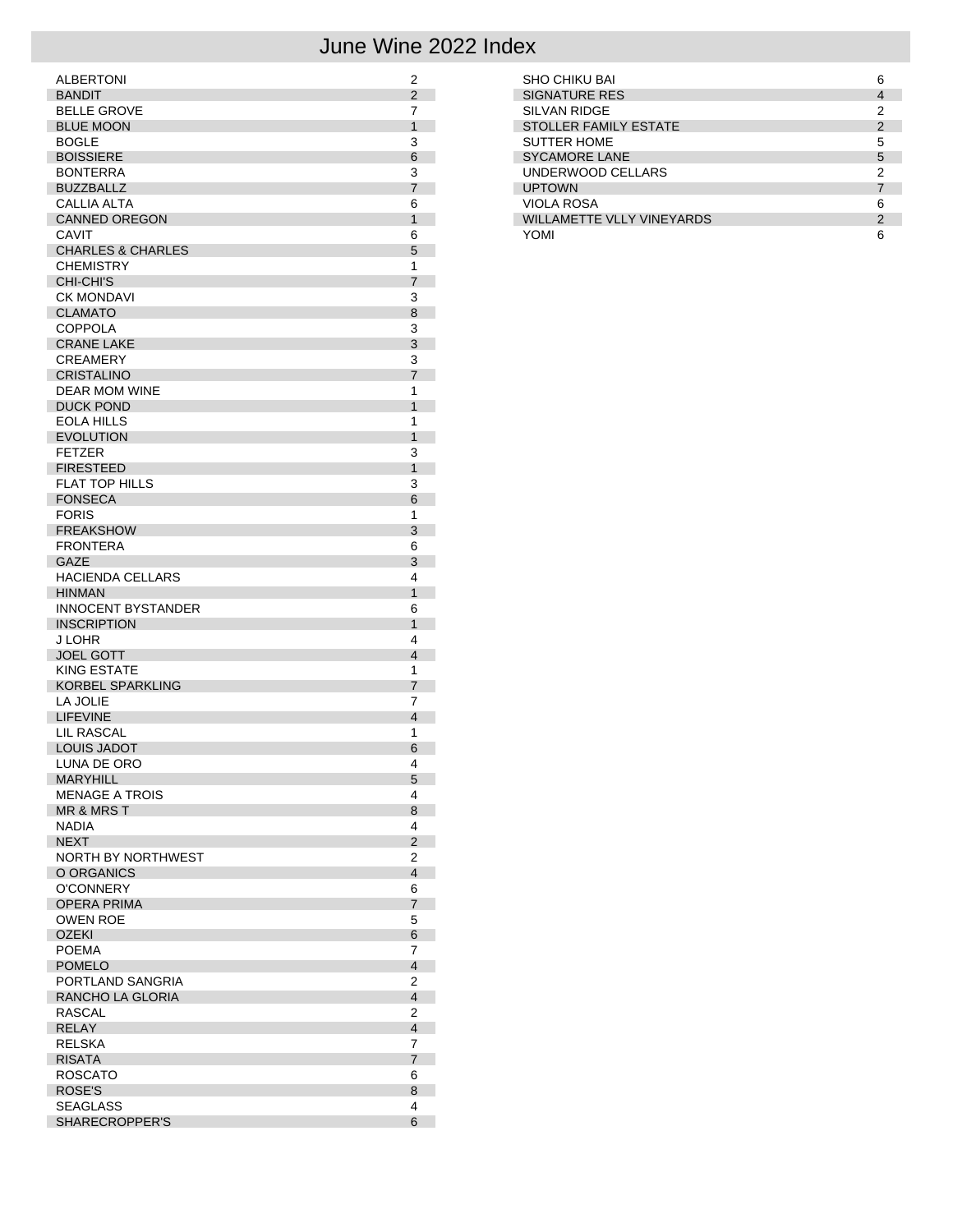# June Wine 2022 Index

| | |
|---|---|
| ALBERTONI | 2 |
| BANDIT | 2 |
| BELLE GROVE | 7 |
| BLUE MOON | 1 |
| BOGLE | 3 |
| BOISSIERE | 6 |
| BONTERRA | 3 |
| BUZZBALLZ | 7 |
| CALLIA ALTA | 6 |
| CANNED OREGON | 1 |
| CAVIT | 6 |
| CHARLES & CHARLES | 5 |
| CHEMISTRY | 1 |
| CHI-CHI'S | 7 |
| CK MONDAVI | 3 |
| CLAMATO | 8 |
| COPPOLA | 3 |
| CRANE LAKE | 3 |
| CREAMERY | 3 |
| CRISTALINO | 7 |
| DEAR MOM WINE | 1 |
| DUCK POND | 1 |
| EOLA HILLS | 1 |
| EVOLUTION | 1 |
| FETZER | 3 |
| FIRESTEED | 1 |
| FLAT TOP HILLS | 3 |
| FONSECA | 6 |
| FORIS | 1 |
| FREAKSHOW | 3 |
| FRONTERA | 6 |
| GAZE | 3 |
| HACIENDA CELLARS | 4 |
| HINMAN | 1 |
| INNOCENT BYSTANDER | 6 |
| INSCRIPTION | 1 |
| J LOHR | 4 |
| JOEL GOTT | 4 |
| KING ESTATE | 1 |
| KORBEL SPARKLING | 7 |
| LA JOLIE | 7 |
| LIFEVINE | 4 |
| LIL RASCAL | 1 |
| LOUIS JADOT | 6 |
| LUNA DE ORO | 4 |
| MARYHILL | 5 |
| MENAGE A TROIS | 4 |
| MR & MRS T | 8 |
| NADIA | 4 |
| NEXT | 2 |
| NORTH BY NORTHWEST | 2 |
| O ORGANICS | 4 |
| O'CONNERY | 6 |
| OPERA PRIMA | 7 |
| OWEN ROE | 5 |
| OZEKI | 6 |
| POEMA | 7 |
| POMELO | 4 |
| PORTLAND SANGRIA | 2 |
| RANCHO LA GLORIA | 4 |
| RASCAL | 2 |
| RELAY | 4 |
| RELSKA | 7 |
| RISATA | 7 |
| ROSCATO | 6 |
| ROSE'S | 8 |
| SEAGLASS | 4 |
| SHARECROPPER'S | 6 |
| SHO CHIKU BAI | 6 |
| SIGNATURE RES | 4 |
| SILVAN RIDGE | 2 |
| STOLLER FAMILY ESTATE | 2 |
| SUTTER HOME | 5 |
| SYCAMORE LANE | 5 |
| UNDERWOOD CELLARS | 2 |
| UPTOWN | 7 |
| VIOLA ROSA | 6 |
| WILLAMETTE VLLY VINEYARDS | 2 |
| YOMI | 6 |